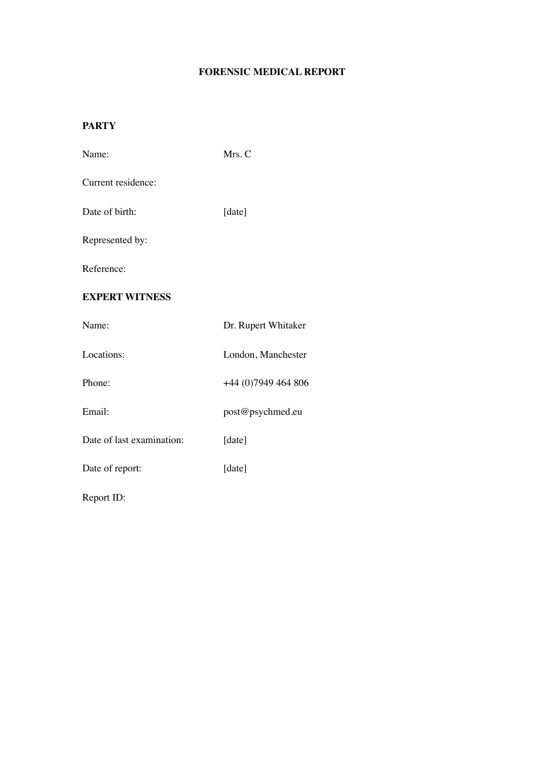# FORENSIC MEDICAL REPORT

## PARTY

| | |
|---|---|
| Name: | Mrs. C |
| Current residence: | |
| Date of birth: | [date] |
| Represented by: | |
| Reference: | |

## EXPERT WITNESS

| | |
|---|---|
| Name: | Dr. Rupert Whitaker |
| Locations: | London, Manchester |
| Phone: | +44 (0)7949 464 806 |
| Email: | post@psychmed.eu |
| Date of last examination: | [date] |
| Date of report: | [date] |
| Report ID: | |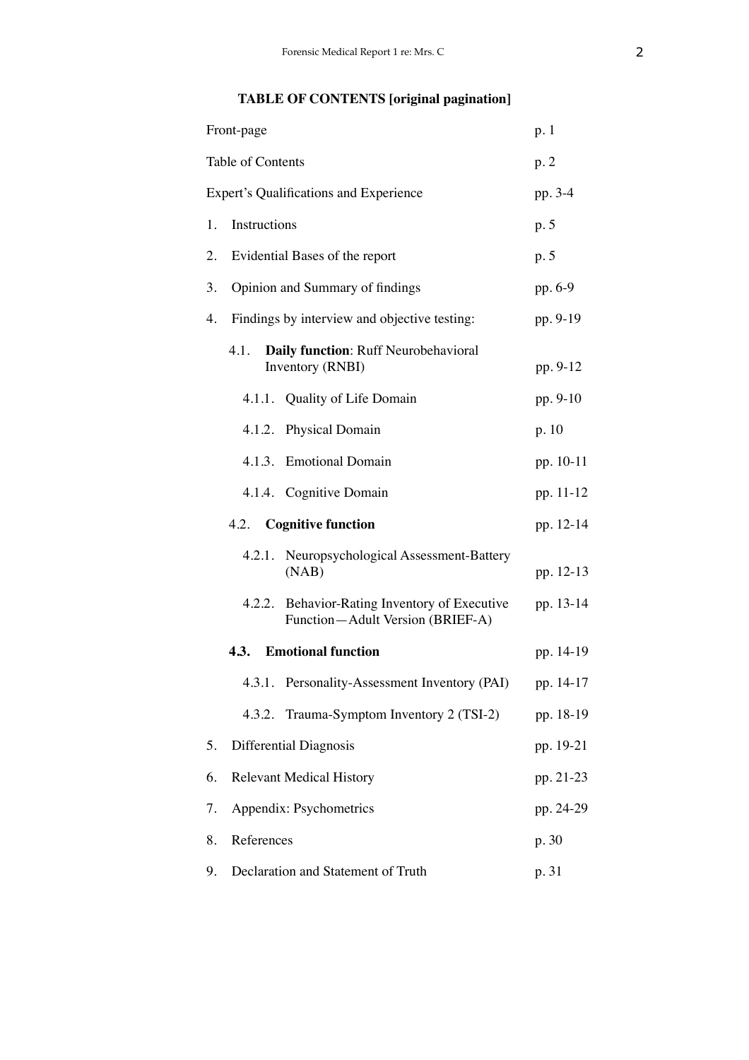## TABLE OF CONTENTS [original pagination]

| | |
|---|---|
| Front-page | p. 1 |
| Table of Contents | p. 2 |
| Expert's Qualifications and Experience | pp. 3-4 |
| 1. Instructions | p. 5 |
| 2. Evidential Bases of the report | p. 5 |
| 3. Opinion and Summary of findings | pp. 6-9 |
| 4. Findings by interview and objective testing: | pp. 9-19 |
| 4.1. **Daily function**: Ruff Neurobehavioral Inventory (RNBI) | pp. 9-12 |
| 4.1.1. Quality of Life Domain | pp. 9-10 |
| 4.1.2. Physical Domain | p. 10 |
| 4.1.3. Emotional Domain | pp. 10-11 |
| 4.1.4. Cognitive Domain | pp. 11-12 |
| 4.2. **Cognitive function** | pp. 12-14 |
| 4.2.1. Neuropsychological Assessment-Battery (NAB) | pp. 12-13 |
| 4.2.2. Behavior-Rating Inventory of Executive Function—Adult Version (BRIEF-A) | pp. 13-14 |
| **4.3. Emotional function** | pp. 14-19 |
| 4.3.1. Personality-Assessment Inventory (PAI) | pp. 14-17 |
| 4.3.2. Trauma-Symptom Inventory 2 (TSI-2) | pp. 18-19 |
| 5. Differential Diagnosis | pp. 19-21 |
| 6. Relevant Medical History | pp. 21-23 |
| 7. Appendix: Psychometrics | pp. 24-29 |
| 8. References | p. 30 |
| 9. Declaration and Statement of Truth | p. 31 |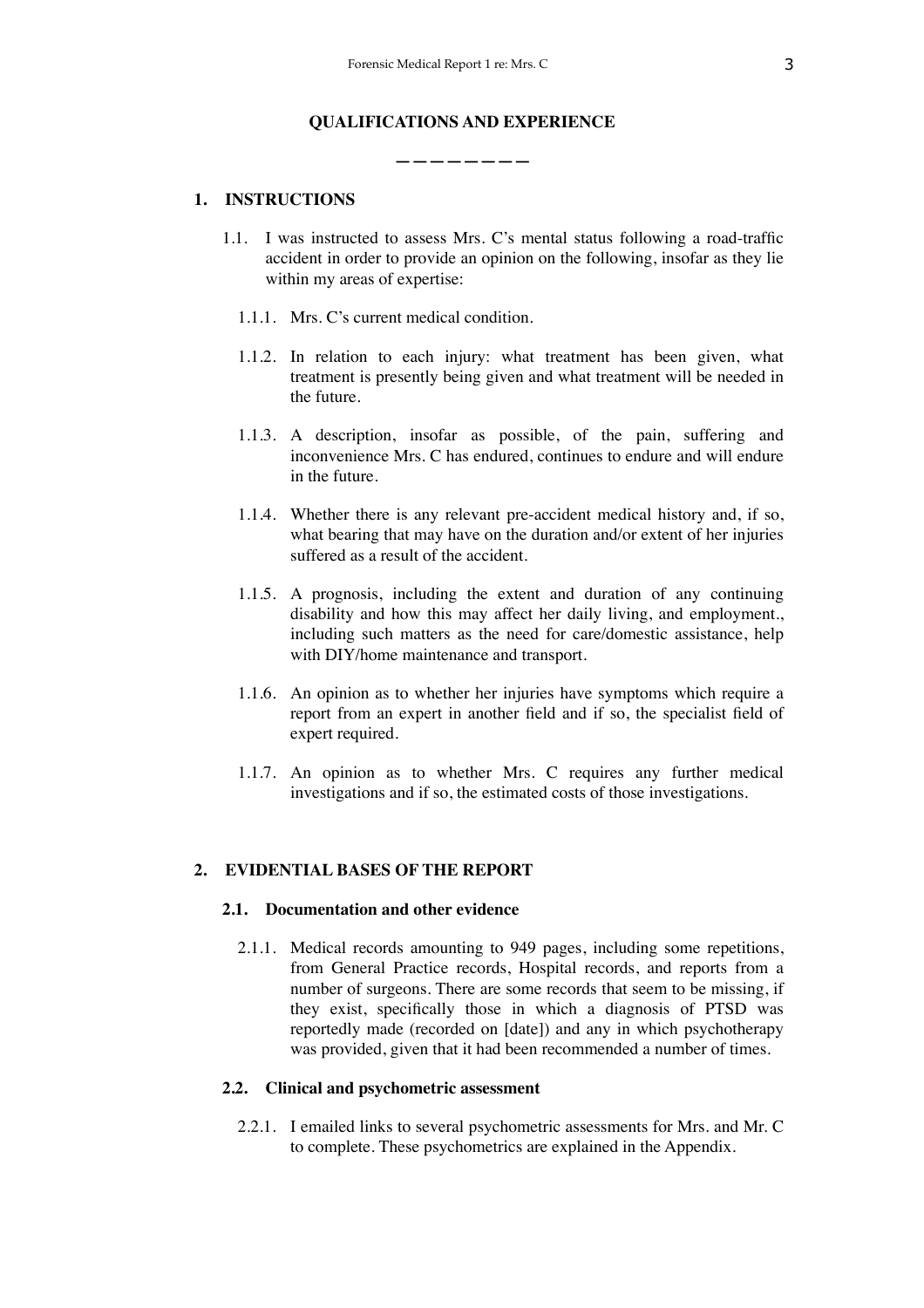## QUALIFICATIONS AND EXPERIENCE

————————

## 1. INSTRUCTIONS

1.1. I was instructed to assess Mrs. C's mental status following a road-traffic accident in order to provide an opinion on the following, insofar as they lie within my areas of expertise:

1.1.1. Mrs. C's current medical condition.

1.1.2. In relation to each injury: what treatment has been given, what treatment is presently being given and what treatment will be needed in the future.

1.1.3. A description, insofar as possible, of the pain, suffering and inconvenience Mrs. C has endured, continues to endure and will endure in the future.

1.1.4. Whether there is any relevant pre-accident medical history and, if so, what bearing that may have on the duration and/or extent of her injuries suffered as a result of the accident.

1.1.5. A prognosis, including the extent and duration of any continuing disability and how this may affect her daily living, and employment., including such matters as the need for care/domestic assistance, help with DIY/home maintenance and transport.

1.1.6. An opinion as to whether her injuries have symptoms which require a report from an expert in another field and if so, the specialist field of expert required.

1.1.7. An opinion as to whether Mrs. C requires any further medical investigations and if so, the estimated costs of those investigations.

## 2. EVIDENTIAL BASES OF THE REPORT

### 2.1. Documentation and other evidence

2.1.1. Medical records amounting to 949 pages, including some repetitions, from General Practice records, Hospital records, and reports from a number of surgeons. There are some records that seem to be missing, if they exist, specifically those in which a diagnosis of PTSD was reportedly made (recorded on [date]) and any in which psychotherapy was provided, given that it had been recommended a number of times.

### 2.2. Clinical and psychometric assessment

2.2.1. I emailed links to several psychometric assessments for Mrs. and Mr. C to complete. These psychometrics are explained in the Appendix.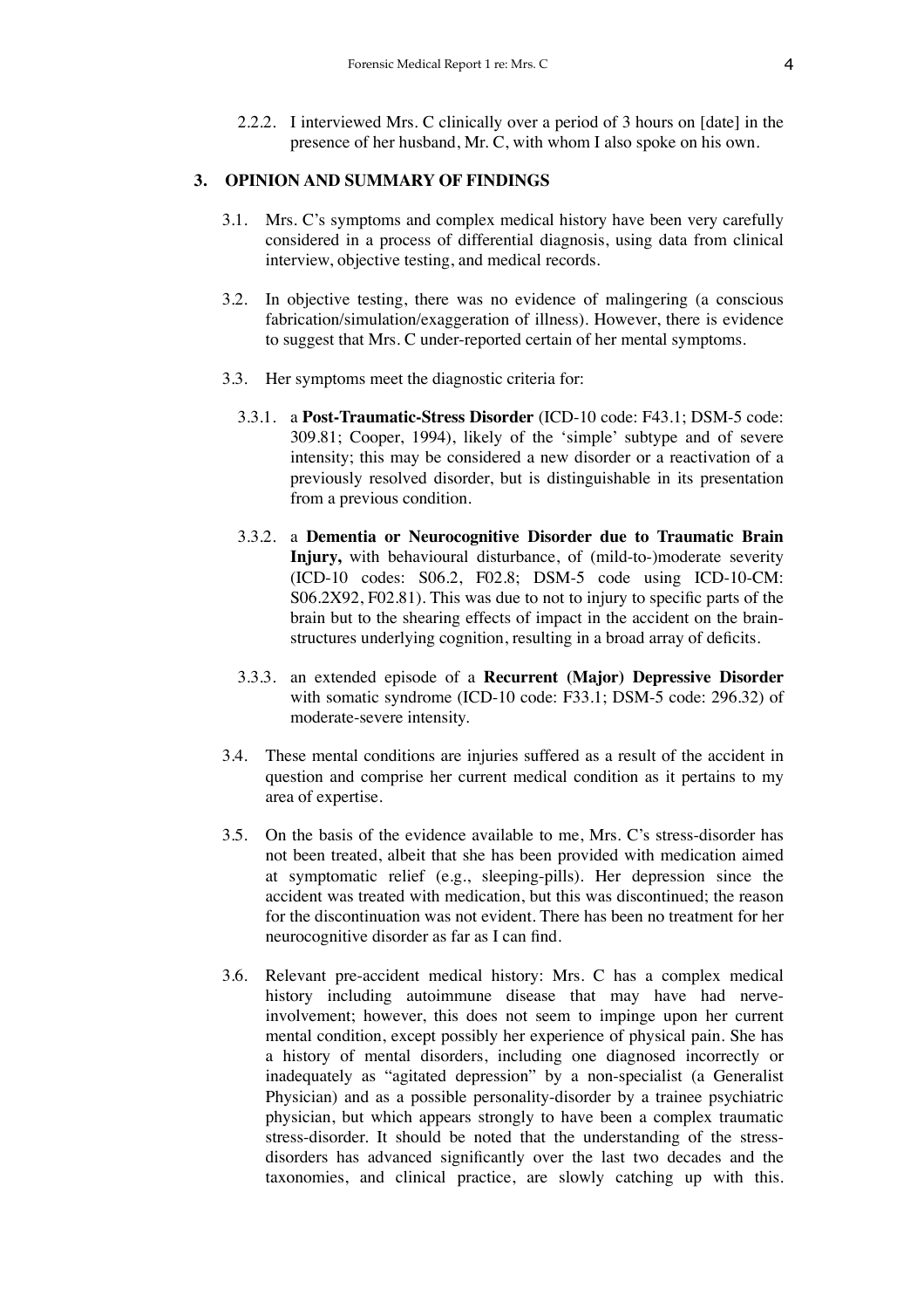2.2.2. I interviewed Mrs. C clinically over a period of 3 hours on [date] in the presence of her husband, Mr. C, with whom I also spoke on his own.

## 3. OPINION AND SUMMARY OF FINDINGS

3.1. Mrs. C's symptoms and complex medical history have been very carefully considered in a process of differential diagnosis, using data from clinical interview, objective testing, and medical records.

3.2. In objective testing, there was no evidence of malingering (a conscious fabrication/simulation/exaggeration of illness). However, there is evidence to suggest that Mrs. C under-reported certain of her mental symptoms.

3.3. Her symptoms meet the diagnostic criteria for:

3.3.1. a **Post-Traumatic-Stress Disorder** (ICD-10 code: F43.1; DSM-5 code: 309.81; Cooper, 1994), likely of the 'simple' subtype and of severe intensity; this may be considered a new disorder or a reactivation of a previously resolved disorder, but is distinguishable in its presentation from a previous condition.

3.3.2. a **Dementia or Neurocognitive Disorder due to Traumatic Brain Injury,** with behavioural disturbance, of (mild-to-)moderate severity (ICD-10 codes: S06.2, F02.8; DSM-5 code using ICD-10-CM: S06.2X92, F02.81). This was due to not to injury to specific parts of the brain but to the shearing effects of impact in the accident on the brain-structures underlying cognition, resulting in a broad array of deficits.

3.3.3. an extended episode of a **Recurrent (Major) Depressive Disorder** with somatic syndrome (ICD-10 code: F33.1; DSM-5 code: 296.32) of moderate-severe intensity.

3.4. These mental conditions are injuries suffered as a result of the accident in question and comprise her current medical condition as it pertains to my area of expertise.

3.5. On the basis of the evidence available to me, Mrs. C's stress-disorder has not been treated, albeit that she has been provided with medication aimed at symptomatic relief (e.g., sleeping-pills). Her depression since the accident was treated with medication, but this was discontinued; the reason for the discontinuation was not evident. There has been no treatment for her neurocognitive disorder as far as I can find.

3.6. Relevant pre-accident medical history: Mrs. C has a complex medical history including autoimmune disease that may have had nerve-involvement; however, this does not seem to impinge upon her current mental condition, except possibly her experience of physical pain. She has a history of mental disorders, including one diagnosed incorrectly or inadequately as "agitated depression" by a non-specialist (a Generalist Physician) and as a possible personality-disorder by a trainee psychiatric physician, but which appears strongly to have been a complex traumatic stress-disorder. It should be noted that the understanding of the stress-disorders has advanced significantly over the last two decades and the taxonomies, and clinical practice, are slowly catching up with this.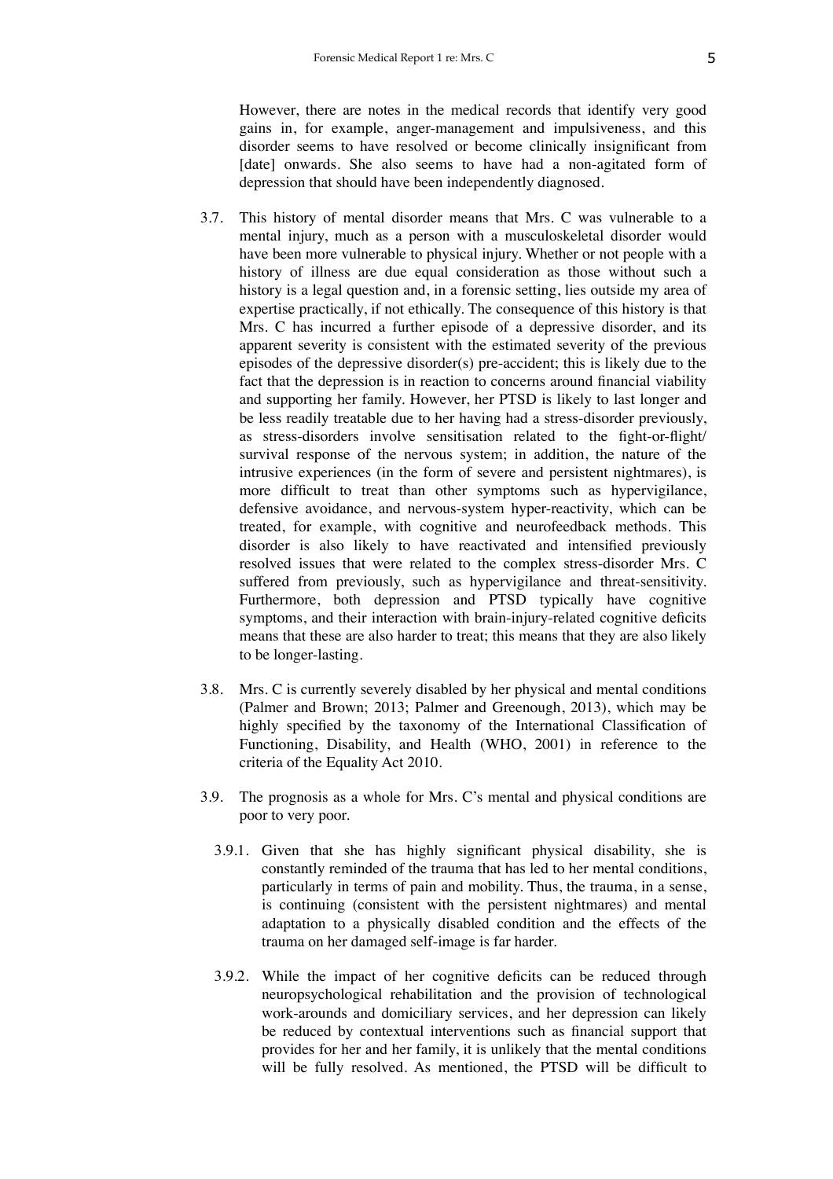However, there are notes in the medical records that identify very good gains in, for example, anger-management and impulsiveness, and this disorder seems to have resolved or become clinically insignificant from [date] onwards. She also seems to have had a non-agitated form of depression that should have been independently diagnosed.

3.7. This history of mental disorder means that Mrs. C was vulnerable to a mental injury, much as a person with a musculoskeletal disorder would have been more vulnerable to physical injury. Whether or not people with a history of illness are due equal consideration as those without such a history is a legal question and, in a forensic setting, lies outside my area of expertise practically, if not ethically. The consequence of this history is that Mrs. C has incurred a further episode of a depressive disorder, and its apparent severity is consistent with the estimated severity of the previous episodes of the depressive disorder(s) pre-accident; this is likely due to the fact that the depression is in reaction to concerns around financial viability and supporting her family. However, her PTSD is likely to last longer and be less readily treatable due to her having had a stress-disorder previously, as stress-disorders involve sensitisation related to the fight-or-flight/ survival response of the nervous system; in addition, the nature of the intrusive experiences (in the form of severe and persistent nightmares), is more difficult to treat than other symptoms such as hypervigilance, defensive avoidance, and nervous-system hyper-reactivity, which can be treated, for example, with cognitive and neurofeedback methods. This disorder is also likely to have reactivated and intensified previously resolved issues that were related to the complex stress-disorder Mrs. C suffered from previously, such as hypervigilance and threat-sensitivity. Furthermore, both depression and PTSD typically have cognitive symptoms, and their interaction with brain-injury-related cognitive deficits means that these are also harder to treat; this means that they are also likely to be longer-lasting.

3.8. Mrs. C is currently severely disabled by her physical and mental conditions (Palmer and Brown; 2013; Palmer and Greenough, 2013), which may be highly specified by the taxonomy of the International Classification of Functioning, Disability, and Health (WHO, 2001) in reference to the criteria of the Equality Act 2010.

3.9. The prognosis as a whole for Mrs. C's mental and physical conditions are poor to very poor.

3.9.1. Given that she has highly significant physical disability, she is constantly reminded of the trauma that has led to her mental conditions, particularly in terms of pain and mobility. Thus, the trauma, in a sense, is continuing (consistent with the persistent nightmares) and mental adaptation to a physically disabled condition and the effects of the trauma on her damaged self-image is far harder.

3.9.2. While the impact of her cognitive deficits can be reduced through neuropsychological rehabilitation and the provision of technological work-arounds and domiciliary services, and her depression can likely be reduced by contextual interventions such as financial support that provides for her and her family, it is unlikely that the mental conditions will be fully resolved. As mentioned, the PTSD will be difficult to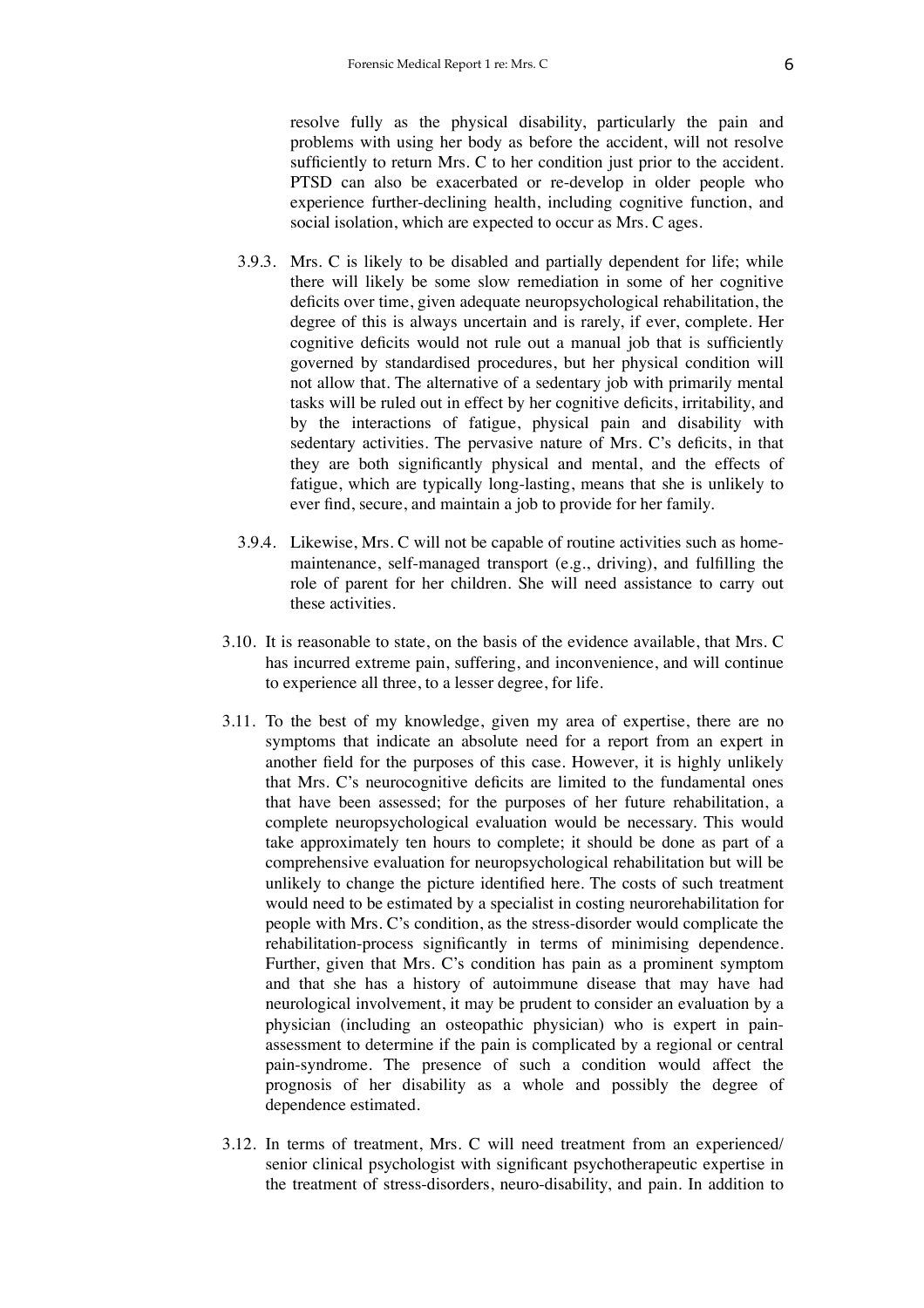resolve fully as the physical disability, particularly the pain and problems with using her body as before the accident, will not resolve sufficiently to return Mrs. C to her condition just prior to the accident. PTSD can also be exacerbated or re-develop in older people who experience further-declining health, including cognitive function, and social isolation, which are expected to occur as Mrs. C ages.

3.9.3. Mrs. C is likely to be disabled and partially dependent for life; while there will likely be some slow remediation in some of her cognitive deficits over time, given adequate neuropsychological rehabilitation, the degree of this is always uncertain and is rarely, if ever, complete. Her cognitive deficits would not rule out a manual job that is sufficiently governed by standardised procedures, but her physical condition will not allow that. The alternative of a sedentary job with primarily mental tasks will be ruled out in effect by her cognitive deficits, irritability, and by the interactions of fatigue, physical pain and disability with sedentary activities. The pervasive nature of Mrs. C's deficits, in that they are both significantly physical and mental, and the effects of fatigue, which are typically long-lasting, means that she is unlikely to ever find, secure, and maintain a job to provide for her family.

3.9.4. Likewise, Mrs. C will not be capable of routine activities such as home-maintenance, self-managed transport (e.g., driving), and fulfilling the role of parent for her children. She will need assistance to carry out these activities.

3.10. It is reasonable to state, on the basis of the evidence available, that Mrs. C has incurred extreme pain, suffering, and inconvenience, and will continue to experience all three, to a lesser degree, for life.

3.11. To the best of my knowledge, given my area of expertise, there are no symptoms that indicate an absolute need for a report from an expert in another field for the purposes of this case. However, it is highly unlikely that Mrs. C's neurocognitive deficits are limited to the fundamental ones that have been assessed; for the purposes of her future rehabilitation, a complete neuropsychological evaluation would be necessary. This would take approximately ten hours to complete; it should be done as part of a comprehensive evaluation for neuropsychological rehabilitation but will be unlikely to change the picture identified here. The costs of such treatment would need to be estimated by a specialist in costing neurorehabilitation for people with Mrs. C's condition, as the stress-disorder would complicate the rehabilitation-process significantly in terms of minimising dependence. Further, given that Mrs. C's condition has pain as a prominent symptom and that she has a history of autoimmune disease that may have had neurological involvement, it may be prudent to consider an evaluation by a physician (including an osteopathic physician) who is expert in pain-assessment to determine if the pain is complicated by a regional or central pain-syndrome. The presence of such a condition would affect the prognosis of her disability as a whole and possibly the degree of dependence estimated.

3.12. In terms of treatment, Mrs. C will need treatment from an experienced/ senior clinical psychologist with significant psychotherapeutic expertise in the treatment of stress-disorders, neuro-disability, and pain. In addition to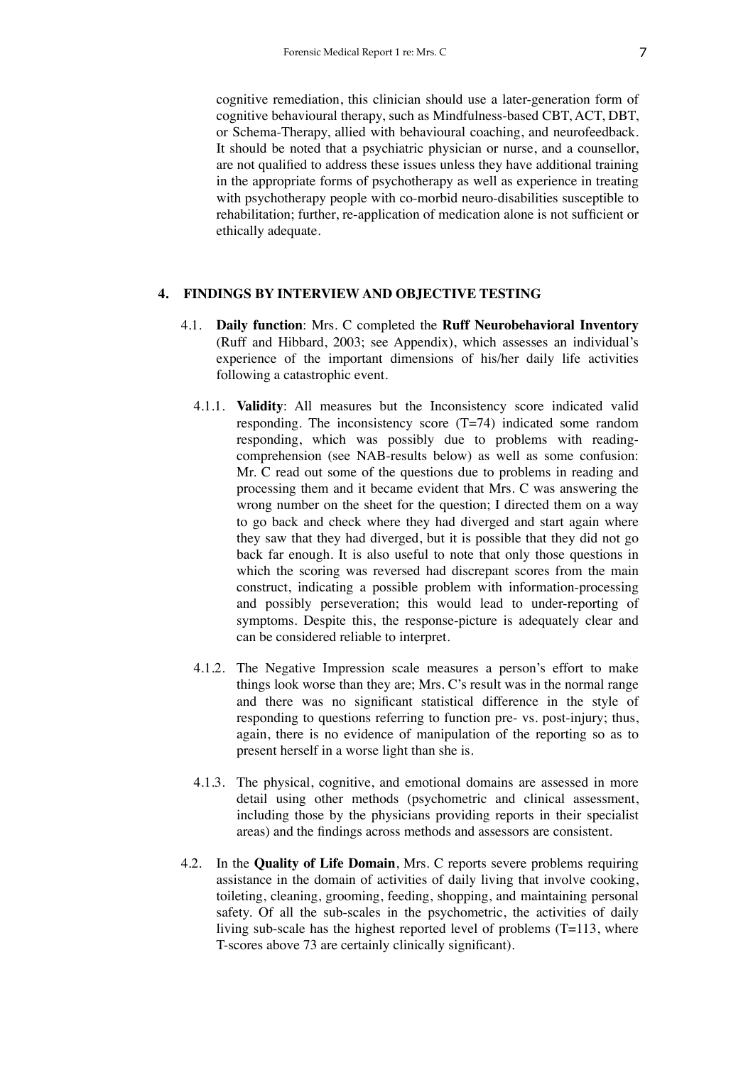cognitive remediation, this clinician should use a later-generation form of cognitive behavioural therapy, such as Mindfulness-based CBT, ACT, DBT, or Schema-Therapy, allied with behavioural coaching, and neurofeedback. It should be noted that a psychiatric physician or nurse, and a counsellor, are not qualified to address these issues unless they have additional training in the appropriate forms of psychotherapy as well as experience in treating with psychotherapy people with co-morbid neuro-disabilities susceptible to rehabilitation; further, re-application of medication alone is not sufficient or ethically adequate.

## 4. FINDINGS BY INTERVIEW AND OBJECTIVE TESTING

4.1. **Daily function**: Mrs. C completed the **Ruff Neurobehavioral Inventory** (Ruff and Hibbard, 2003; see Appendix), which assesses an individual's experience of the important dimensions of his/her daily life activities following a catastrophic event.

4.1.1. **Validity**: All measures but the Inconsistency score indicated valid responding. The inconsistency score (T=74) indicated some random responding, which was possibly due to problems with reading-comprehension (see NAB-results below) as well as some confusion: Mr. C read out some of the questions due to problems in reading and processing them and it became evident that Mrs. C was answering the wrong number on the sheet for the question; I directed them on a way to go back and check where they had diverged and start again where they saw that they had diverged, but it is possible that they did not go back far enough. It is also useful to note that only those questions in which the scoring was reversed had discrepant scores from the main construct, indicating a possible problem with information-processing and possibly perseveration; this would lead to under-reporting of symptoms. Despite this, the response-picture is adequately clear and can be considered reliable to interpret.

4.1.2. The Negative Impression scale measures a person's effort to make things look worse than they are; Mrs. C's result was in the normal range and there was no significant statistical difference in the style of responding to questions referring to function pre- vs. post-injury; thus, again, there is no evidence of manipulation of the reporting so as to present herself in a worse light than she is.

4.1.3. The physical, cognitive, and emotional domains are assessed in more detail using other methods (psychometric and clinical assessment, including those by the physicians providing reports in their specialist areas) and the findings across methods and assessors are consistent.

4.2. In the **Quality of Life Domain**, Mrs. C reports severe problems requiring assistance in the domain of activities of daily living that involve cooking, toileting, cleaning, grooming, feeding, shopping, and maintaining personal safety. Of all the sub-scales in the psychometric, the activities of daily living sub-scale has the highest reported level of problems (T=113, where T-scores above 73 are certainly clinically significant).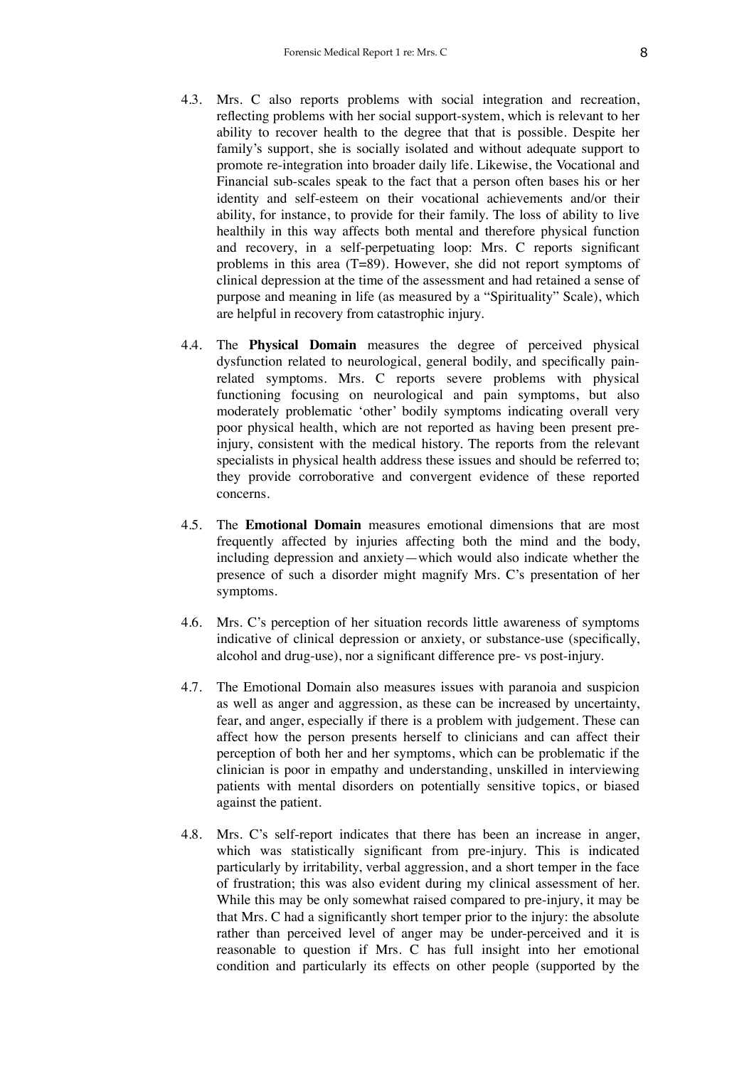4.3. Mrs. C also reports problems with social integration and recreation, reflecting problems with her social support-system, which is relevant to her ability to recover health to the degree that that is possible. Despite her family's support, she is socially isolated and without adequate support to promote re-integration into broader daily life. Likewise, the Vocational and Financial sub-scales speak to the fact that a person often bases his or her identity and self-esteem on their vocational achievements and/or their ability, for instance, to provide for their family. The loss of ability to live healthily in this way affects both mental and therefore physical function and recovery, in a self-perpetuating loop: Mrs. C reports significant problems in this area (T=89). However, she did not report symptoms of clinical depression at the time of the assessment and had retained a sense of purpose and meaning in life (as measured by a "Spirituality" Scale), which are helpful in recovery from catastrophic injury.

4.4. The **Physical Domain** measures the degree of perceived physical dysfunction related to neurological, general bodily, and specifically pain-related symptoms. Mrs. C reports severe problems with physical functioning focusing on neurological and pain symptoms, but also moderately problematic 'other' bodily symptoms indicating overall very poor physical health, which are not reported as having been present pre-injury, consistent with the medical history. The reports from the relevant specialists in physical health address these issues and should be referred to; they provide corroborative and convergent evidence of these reported concerns.

4.5. The **Emotional Domain** measures emotional dimensions that are most frequently affected by injuries affecting both the mind and the body, including depression and anxiety—which would also indicate whether the presence of such a disorder might magnify Mrs. C's presentation of her symptoms.

4.6. Mrs. C's perception of her situation records little awareness of symptoms indicative of clinical depression or anxiety, or substance-use (specifically, alcohol and drug-use), nor a significant difference pre- vs post-injury.

4.7. The Emotional Domain also measures issues with paranoia and suspicion as well as anger and aggression, as these can be increased by uncertainty, fear, and anger, especially if there is a problem with judgement. These can affect how the person presents herself to clinicians and can affect their perception of both her and her symptoms, which can be problematic if the clinician is poor in empathy and understanding, unskilled in interviewing patients with mental disorders on potentially sensitive topics, or biased against the patient.

4.8. Mrs. C's self-report indicates that there has been an increase in anger, which was statistically significant from pre-injury. This is indicated particularly by irritability, verbal aggression, and a short temper in the face of frustration; this was also evident during my clinical assessment of her. While this may be only somewhat raised compared to pre-injury, it may be that Mrs. C had a significantly short temper prior to the injury: the absolute rather than perceived level of anger may be under-perceived and it is reasonable to question if Mrs. C has full insight into her emotional condition and particularly its effects on other people (supported by the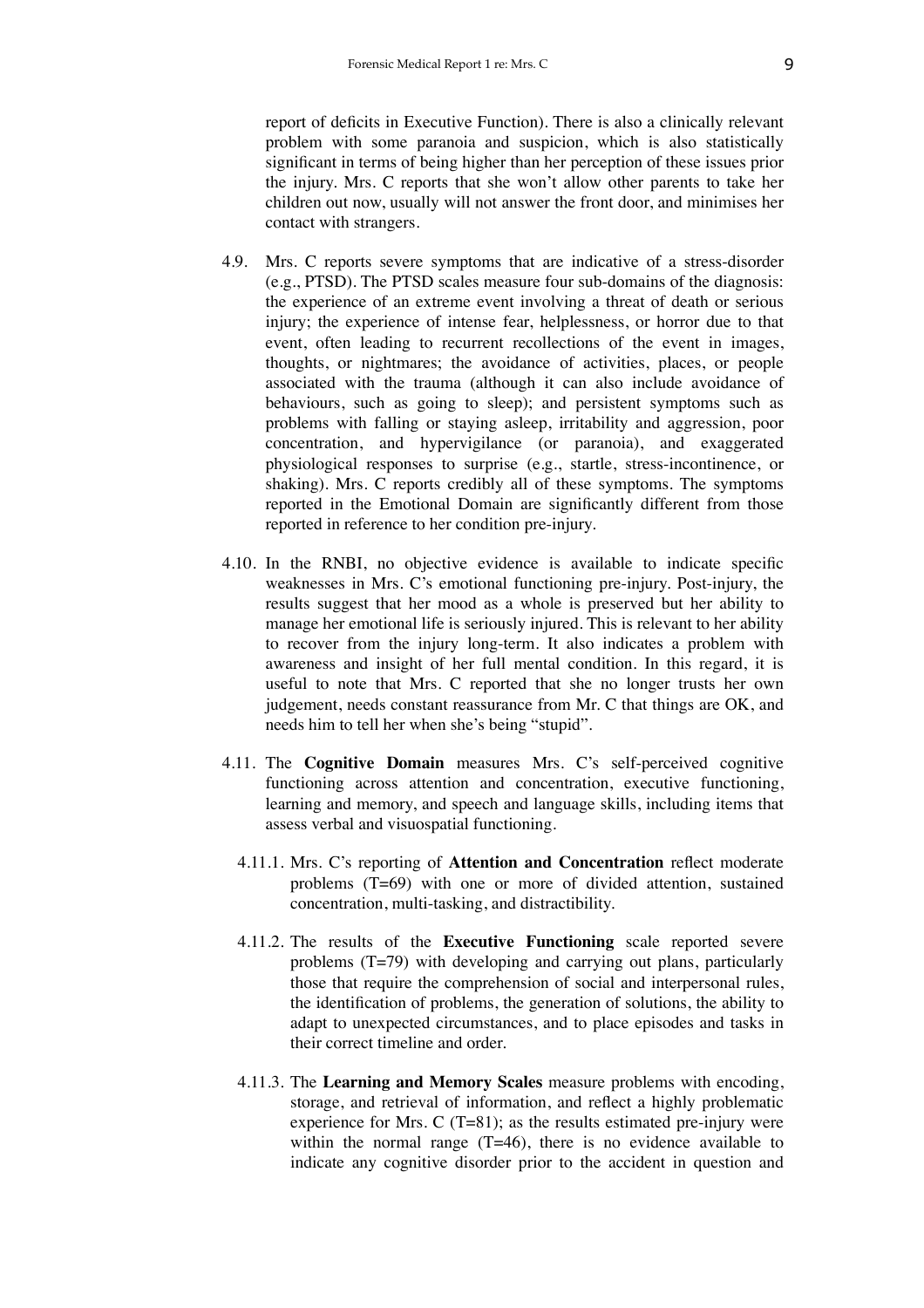report of deficits in Executive Function). There is also a clinically relevant problem with some paranoia and suspicion, which is also statistically significant in terms of being higher than her perception of these issues prior the injury. Mrs. C reports that she won't allow other parents to take her children out now, usually will not answer the front door, and minimises her contact with strangers.

4.9. Mrs. C reports severe symptoms that are indicative of a stress-disorder (e.g., PTSD). The PTSD scales measure four sub-domains of the diagnosis: the experience of an extreme event involving a threat of death or serious injury; the experience of intense fear, helplessness, or horror due to that event, often leading to recurrent recollections of the event in images, thoughts, or nightmares; the avoidance of activities, places, or people associated with the trauma (although it can also include avoidance of behaviours, such as going to sleep); and persistent symptoms such as problems with falling or staying asleep, irritability and aggression, poor concentration, and hypervigilance (or paranoia), and exaggerated physiological responses to surprise (e.g., startle, stress-incontinence, or shaking). Mrs. C reports credibly all of these symptoms. The symptoms reported in the Emotional Domain are significantly different from those reported in reference to her condition pre-injury.

4.10. In the RNBI, no objective evidence is available to indicate specific weaknesses in Mrs. C's emotional functioning pre-injury. Post-injury, the results suggest that her mood as a whole is preserved but her ability to manage her emotional life is seriously injured. This is relevant to her ability to recover from the injury long-term. It also indicates a problem with awareness and insight of her full mental condition. In this regard, it is useful to note that Mrs. C reported that she no longer trusts her own judgement, needs constant reassurance from Mr. C that things are OK, and needs him to tell her when she's being "stupid".

4.11. The **Cognitive Domain** measures Mrs. C's self-perceived cognitive functioning across attention and concentration, executive functioning, learning and memory, and speech and language skills, including items that assess verbal and visuospatial functioning.

4.11.1. Mrs. C's reporting of **Attention and Concentration** reflect moderate problems (T=69) with one or more of divided attention, sustained concentration, multi-tasking, and distractibility.

4.11.2. The results of the **Executive Functioning** scale reported severe problems (T=79) with developing and carrying out plans, particularly those that require the comprehension of social and interpersonal rules, the identification of problems, the generation of solutions, the ability to adapt to unexpected circumstances, and to place episodes and tasks in their correct timeline and order.

4.11.3. The **Learning and Memory Scales** measure problems with encoding, storage, and retrieval of information, and reflect a highly problematic experience for Mrs. C (T=81); as the results estimated pre-injury were within the normal range (T=46), there is no evidence available to indicate any cognitive disorder prior to the accident in question and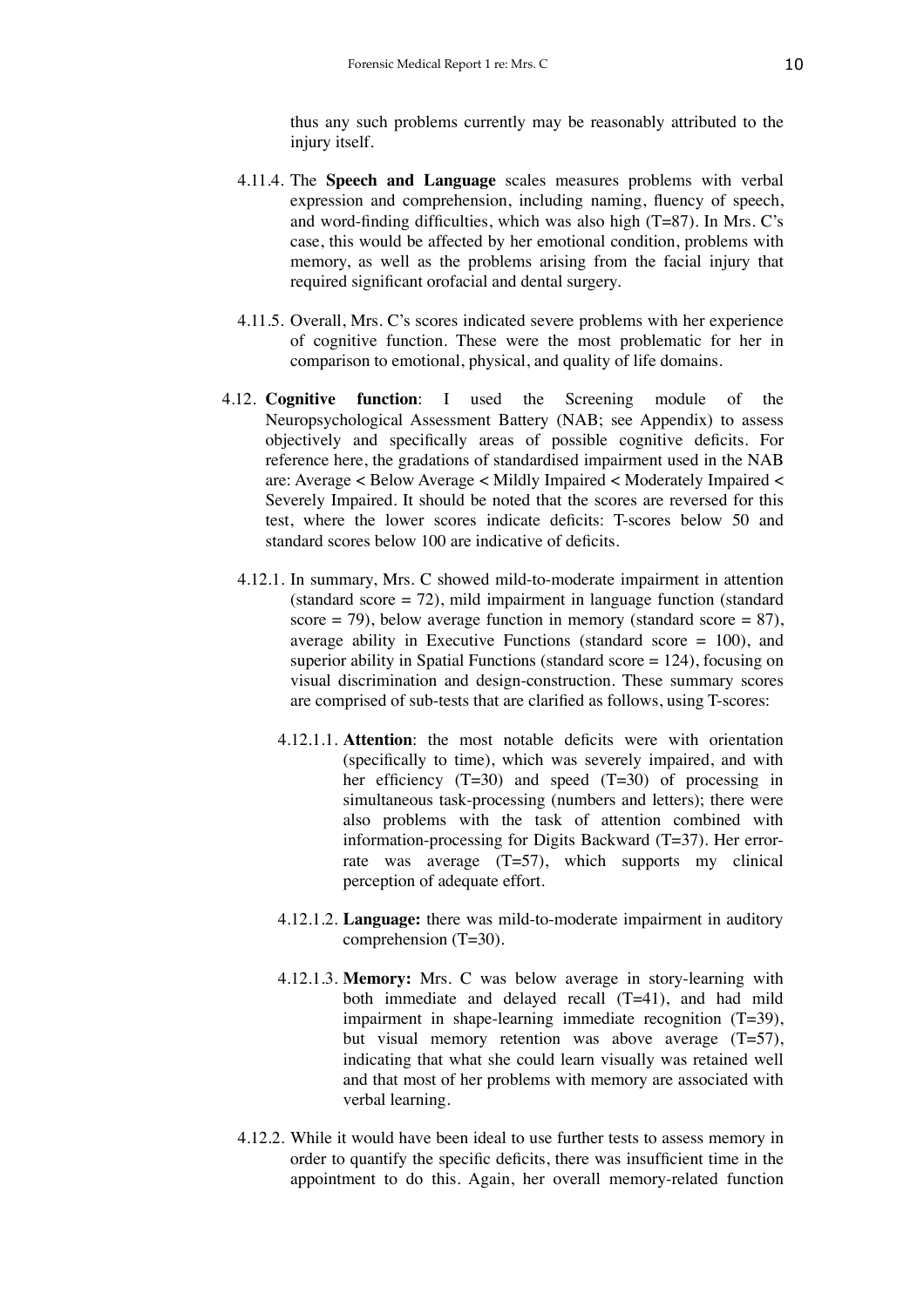thus any such problems currently may be reasonably attributed to the injury itself.

4.11.4. The **Speech and Language** scales measures problems with verbal expression and comprehension, including naming, fluency of speech, and word-finding difficulties, which was also high (T=87). In Mrs. C's case, this would be affected by her emotional condition, problems with memory, as well as the problems arising from the facial injury that required significant orofacial and dental surgery.

4.11.5. Overall, Mrs. C's scores indicated severe problems with her experience of cognitive function. These were the most problematic for her in comparison to emotional, physical, and quality of life domains.

4.12. **Cognitive function**: I used the Screening module of the Neuropsychological Assessment Battery (NAB; see Appendix) to assess objectively and specifically areas of possible cognitive deficits. For reference here, the gradations of standardised impairment used in the NAB are: Average < Below Average < Mildly Impaired < Moderately Impaired < Severely Impaired. It should be noted that the scores are reversed for this test, where the lower scores indicate deficits: T-scores below 50 and standard scores below 100 are indicative of deficits.

4.12.1. In summary, Mrs. C showed mild-to-moderate impairment in attention (standard score = 72), mild impairment in language function (standard score = 79), below average function in memory (standard score = 87), average ability in Executive Functions (standard score = 100), and superior ability in Spatial Functions (standard score = 124), focusing on visual discrimination and design-construction. These summary scores are comprised of sub-tests that are clarified as follows, using T-scores:

4.12.1.1. **Attention**: the most notable deficits were with orientation (specifically to time), which was severely impaired, and with her efficiency (T=30) and speed (T=30) of processing in simultaneous task-processing (numbers and letters); there were also problems with the task of attention combined with information-processing for Digits Backward (T=37). Her error-rate was average (T=57), which supports my clinical perception of adequate effort.

4.12.1.2. **Language:** there was mild-to-moderate impairment in auditory comprehension (T=30).

4.12.1.3. **Memory:** Mrs. C was below average in story-learning with both immediate and delayed recall (T=41), and had mild impairment in shape-learning immediate recognition (T=39), but visual memory retention was above average (T=57), indicating that what she could learn visually was retained well and that most of her problems with memory are associated with verbal learning.

4.12.2. While it would have been ideal to use further tests to assess memory in order to quantify the specific deficits, there was insufficient time in the appointment to do this. Again, her overall memory-related function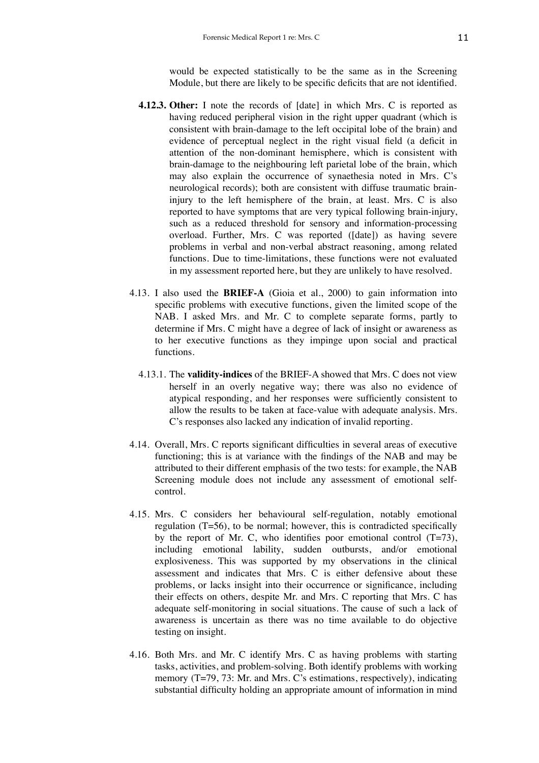would be expected statistically to be the same as in the Screening Module, but there are likely to be specific deficits that are not identified.

**4.12.3. Other:** I note the records of [date] in which Mrs. C is reported as having reduced peripheral vision in the right upper quadrant (which is consistent with brain-damage to the left occipital lobe of the brain) and evidence of perceptual neglect in the right visual field (a deficit in attention of the non-dominant hemisphere, which is consistent with brain-damage to the neighbouring left parietal lobe of the brain, which may also explain the occurrence of synaethesia noted in Mrs. C's neurological records); both are consistent with diffuse traumatic brain-injury to the left hemisphere of the brain, at least. Mrs. C is also reported to have symptoms that are very typical following brain-injury, such as a reduced threshold for sensory and information-processing overload. Further, Mrs. C was reported ([date]) as having severe problems in verbal and non-verbal abstract reasoning, among related functions. Due to time-limitations, these functions were not evaluated in my assessment reported here, but they are unlikely to have resolved.

4.13. I also used the **BRIEF-A** (Gioia et al., 2000) to gain information into specific problems with executive functions, given the limited scope of the NAB. I asked Mrs. and Mr. C to complete separate forms, partly to determine if Mrs. C might have a degree of lack of insight or awareness as to her executive functions as they impinge upon social and practical functions.

4.13.1. The **validity-indices** of the BRIEF-A showed that Mrs. C does not view herself in an overly negative way; there was also no evidence of atypical responding, and her responses were sufficiently consistent to allow the results to be taken at face-value with adequate analysis. Mrs. C's responses also lacked any indication of invalid reporting.

4.14. Overall, Mrs. C reports significant difficulties in several areas of executive functioning; this is at variance with the findings of the NAB and may be attributed to their different emphasis of the two tests: for example, the NAB Screening module does not include any assessment of emotional self-control.

4.15. Mrs. C considers her behavioural self-regulation, notably emotional regulation (T=56), to be normal; however, this is contradicted specifically by the report of Mr. C, who identifies poor emotional control (T=73), including emotional lability, sudden outbursts, and/or emotional explosiveness. This was supported by my observations in the clinical assessment and indicates that Mrs. C is either defensive about these problems, or lacks insight into their occurrence or significance, including their effects on others, despite Mr. and Mrs. C reporting that Mrs. C has adequate self-monitoring in social situations. The cause of such a lack of awareness is uncertain as there was no time available to do objective testing on insight.

4.16. Both Mrs. and Mr. C identify Mrs. C as having problems with starting tasks, activities, and problem-solving. Both identify problems with working memory (T=79, 73: Mr. and Mrs. C's estimations, respectively), indicating substantial difficulty holding an appropriate amount of information in mind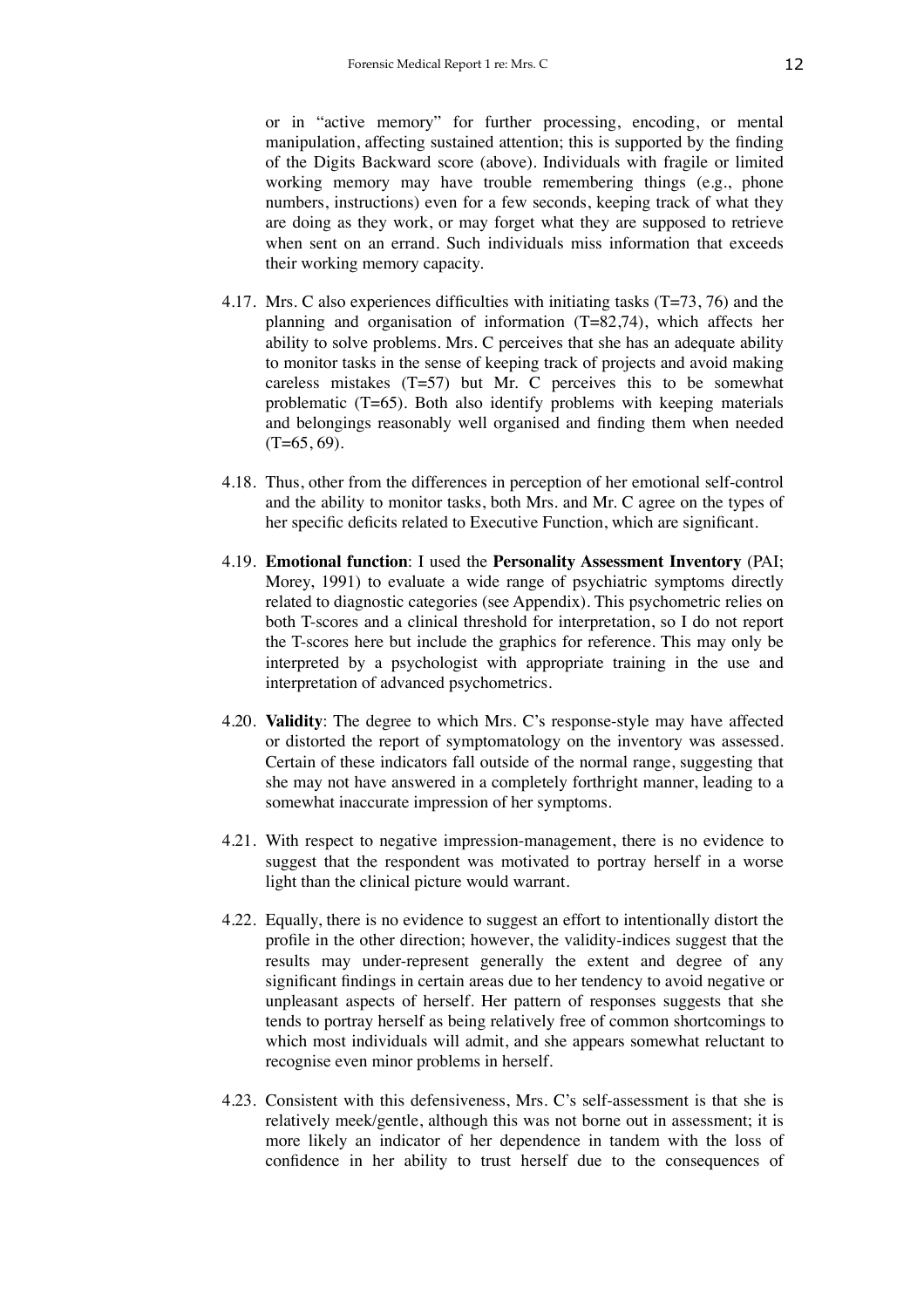or in "active memory" for further processing, encoding, or mental manipulation, affecting sustained attention; this is supported by the finding of the Digits Backward score (above). Individuals with fragile or limited working memory may have trouble remembering things (e.g., phone numbers, instructions) even for a few seconds, keeping track of what they are doing as they work, or may forget what they are supposed to retrieve when sent on an errand. Such individuals miss information that exceeds their working memory capacity.

4.17. Mrs. C also experiences difficulties with initiating tasks (T=73, 76) and the planning and organisation of information (T=82,74), which affects her ability to solve problems. Mrs. C perceives that she has an adequate ability to monitor tasks in the sense of keeping track of projects and avoid making careless mistakes (T=57) but Mr. C perceives this to be somewhat problematic (T=65). Both also identify problems with keeping materials and belongings reasonably well organised and finding them when needed (T=65, 69).

4.18. Thus, other from the differences in perception of her emotional self-control and the ability to monitor tasks, both Mrs. and Mr. C agree on the types of her specific deficits related to Executive Function, which are significant.

4.19. **Emotional function**: I used the **Personality Assessment Inventory** (PAI; Morey, 1991) to evaluate a wide range of psychiatric symptoms directly related to diagnostic categories (see Appendix). This psychometric relies on both T-scores and a clinical threshold for interpretation, so I do not report the T-scores here but include the graphics for reference. This may only be interpreted by a psychologist with appropriate training in the use and interpretation of advanced psychometrics.

4.20. **Validity**: The degree to which Mrs. C's response-style may have affected or distorted the report of symptomatology on the inventory was assessed. Certain of these indicators fall outside of the normal range, suggesting that she may not have answered in a completely forthright manner, leading to a somewhat inaccurate impression of her symptoms.

4.21. With respect to negative impression-management, there is no evidence to suggest that the respondent was motivated to portray herself in a worse light than the clinical picture would warrant.

4.22. Equally, there is no evidence to suggest an effort to intentionally distort the profile in the other direction; however, the validity-indices suggest that the results may under-represent generally the extent and degree of any significant findings in certain areas due to her tendency to avoid negative or unpleasant aspects of herself. Her pattern of responses suggests that she tends to portray herself as being relatively free of common shortcomings to which most individuals will admit, and she appears somewhat reluctant to recognise even minor problems in herself.

4.23. Consistent with this defensiveness, Mrs. C's self-assessment is that she is relatively meek/gentle, although this was not borne out in assessment; it is more likely an indicator of her dependence in tandem with the loss of confidence in her ability to trust herself due to the consequences of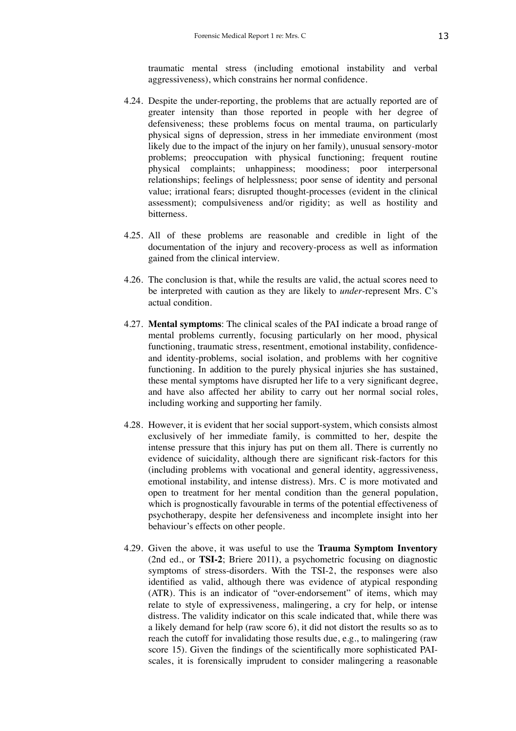traumatic mental stress (including emotional instability and verbal aggressiveness), which constrains her normal confidence.

4.24. Despite the under-reporting, the problems that are actually reported are of greater intensity than those reported in people with her degree of defensiveness; these problems focus on mental trauma, on particularly physical signs of depression, stress in her immediate environment (most likely due to the impact of the injury on her family), unusual sensory-motor problems; preoccupation with physical functioning; frequent routine physical complaints; unhappiness; moodiness; poor interpersonal relationships; feelings of helplessness; poor sense of identity and personal value; irrational fears; disrupted thought-processes (evident in the clinical assessment); compulsiveness and/or rigidity; as well as hostility and bitterness.

4.25. All of these problems are reasonable and credible in light of the documentation of the injury and recovery-process as well as information gained from the clinical interview.

4.26. The conclusion is that, while the results are valid, the actual scores need to be interpreted with caution as they are likely to *under*-represent Mrs. C's actual condition.

4.27. **Mental symptoms**: The clinical scales of the PAI indicate a broad range of mental problems currently, focusing particularly on her mood, physical functioning, traumatic stress, resentment, emotional instability, confidence- and identity-problems, social isolation, and problems with her cognitive functioning. In addition to the purely physical injuries she has sustained, these mental symptoms have disrupted her life to a very significant degree, and have also affected her ability to carry out her normal social roles, including working and supporting her family.

4.28. However, it is evident that her social support-system, which consists almost exclusively of her immediate family, is committed to her, despite the intense pressure that this injury has put on them all. There is currently no evidence of suicidality, although there are significant risk-factors for this (including problems with vocational and general identity, aggressiveness, emotional instability, and intense distress). Mrs. C is more motivated and open to treatment for her mental condition than the general population, which is prognostically favourable in terms of the potential effectiveness of psychotherapy, despite her defensiveness and incomplete insight into her behaviour's effects on other people.

4.29. Given the above, it was useful to use the **Trauma Symptom Inventory** (2nd ed., or **TSI-2**; Briere 2011), a psychometric focusing on diagnostic symptoms of stress-disorders. With the TSI-2, the responses were also identified as valid, although there was evidence of atypical responding (ATR). This is an indicator of "over-endorsement" of items, which may relate to style of expressiveness, malingering, a cry for help, or intense distress. The validity indicator on this scale indicated that, while there was a likely demand for help (raw score 6), it did not distort the results so as to reach the cutoff for invalidating those results due, e.g., to malingering (raw score 15). Given the findings of the scientifically more sophisticated PAI-scales, it is forensically imprudent to consider malingering a reasonable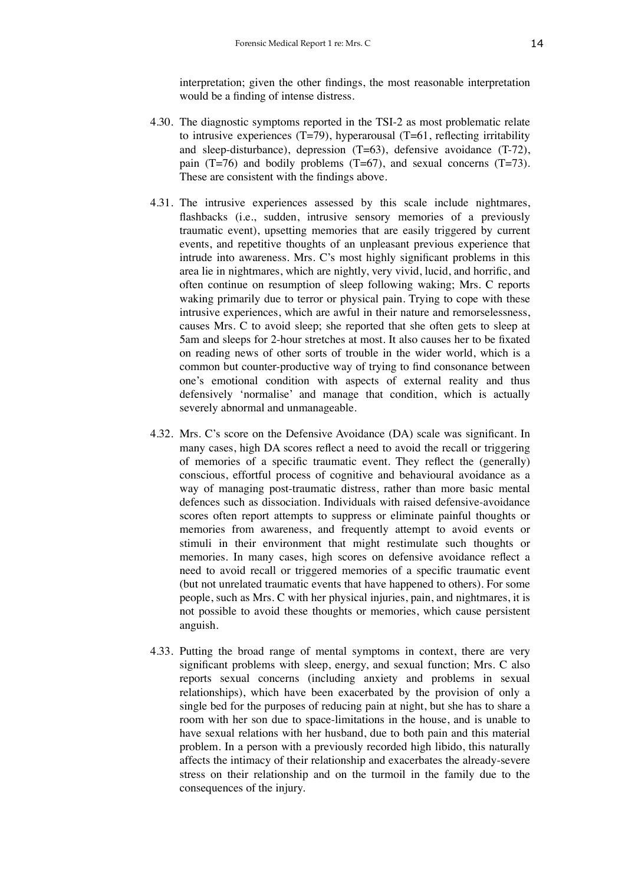interpretation; given the other findings, the most reasonable interpretation would be a finding of intense distress.

4.30. The diagnostic symptoms reported in the TSI-2 as most problematic relate to intrusive experiences (T=79), hyperarousal (T=61, reflecting irritability and sleep-disturbance), depression (T=63), defensive avoidance (T-72), pain (T=76) and bodily problems (T=67), and sexual concerns (T=73). These are consistent with the findings above.

4.31. The intrusive experiences assessed by this scale include nightmares, flashbacks (i.e., sudden, intrusive sensory memories of a previously traumatic event), upsetting memories that are easily triggered by current events, and repetitive thoughts of an unpleasant previous experience that intrude into awareness. Mrs. C's most highly significant problems in this area lie in nightmares, which are nightly, very vivid, lucid, and horrific, and often continue on resumption of sleep following waking; Mrs. C reports waking primarily due to terror or physical pain. Trying to cope with these intrusive experiences, which are awful in their nature and remorselessness, causes Mrs. C to avoid sleep; she reported that she often gets to sleep at 5am and sleeps for 2-hour stretches at most. It also causes her to be fixated on reading news of other sorts of trouble in the wider world, which is a common but counter-productive way of trying to find consonance between one's emotional condition with aspects of external reality and thus defensively 'normalise' and manage that condition, which is actually severely abnormal and unmanageable.

4.32. Mrs. C's score on the Defensive Avoidance (DA) scale was significant. In many cases, high DA scores reflect a need to avoid the recall or triggering of memories of a specific traumatic event. They reflect the (generally) conscious, effortful process of cognitive and behavioural avoidance as a way of managing post-traumatic distress, rather than more basic mental defences such as dissociation. Individuals with raised defensive-avoidance scores often report attempts to suppress or eliminate painful thoughts or memories from awareness, and frequently attempt to avoid events or stimuli in their environment that might restimulate such thoughts or memories. In many cases, high scores on defensive avoidance reflect a need to avoid recall or triggered memories of a specific traumatic event (but not unrelated traumatic events that have happened to others). For some people, such as Mrs. C with her physical injuries, pain, and nightmares, it is not possible to avoid these thoughts or memories, which cause persistent anguish.

4.33. Putting the broad range of mental symptoms in context, there are very significant problems with sleep, energy, and sexual function; Mrs. C also reports sexual concerns (including anxiety and problems in sexual relationships), which have been exacerbated by the provision of only a single bed for the purposes of reducing pain at night, but she has to share a room with her son due to space-limitations in the house, and is unable to have sexual relations with her husband, due to both pain and this material problem. In a person with a previously recorded high libido, this naturally affects the intimacy of their relationship and exacerbates the already-severe stress on their relationship and on the turmoil in the family due to the consequences of the injury.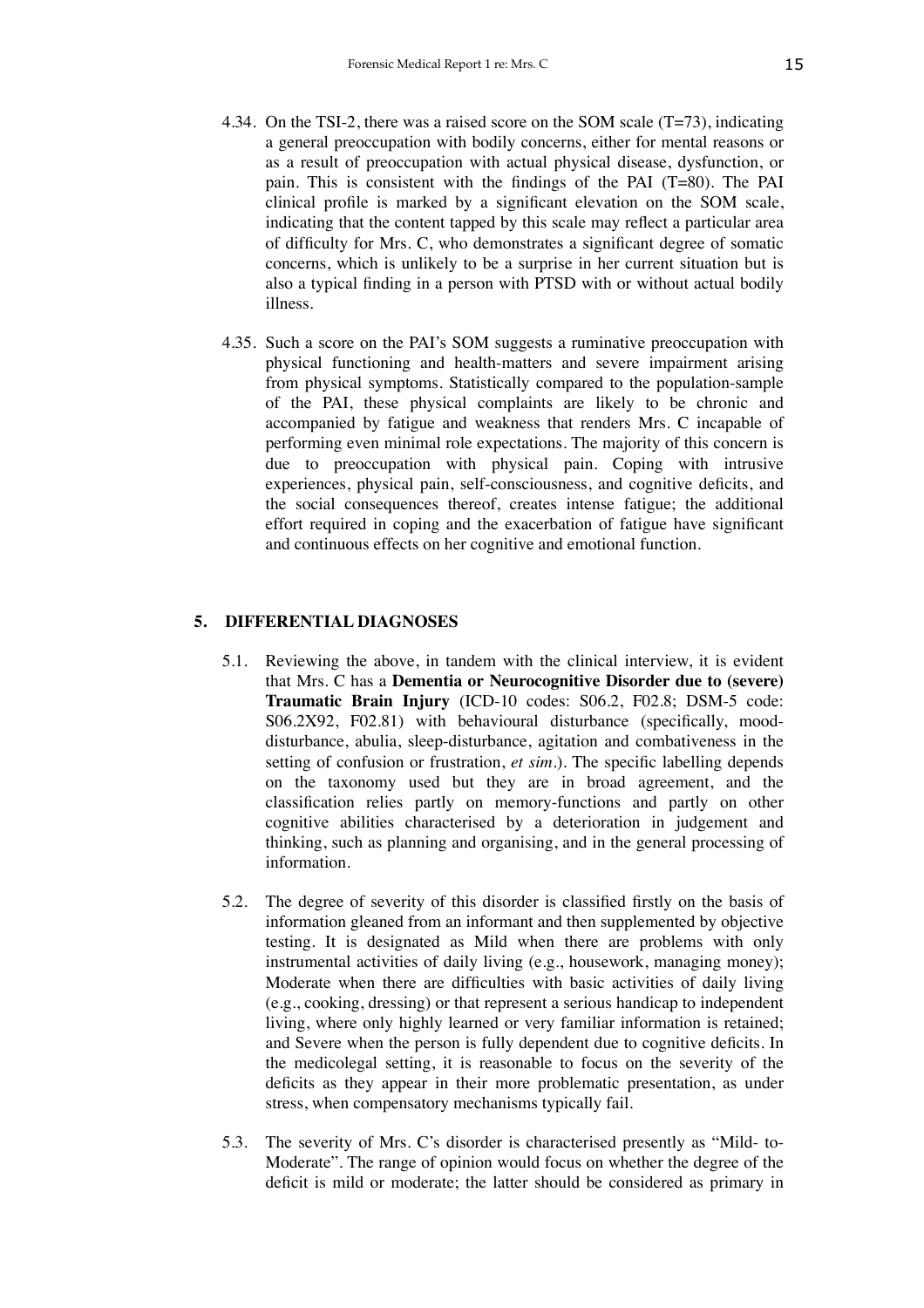4.34. On the TSI-2, there was a raised score on the SOM scale (T=73), indicating a general preoccupation with bodily concerns, either for mental reasons or as a result of preoccupation with actual physical disease, dysfunction, or pain. This is consistent with the findings of the PAI (T=80). The PAI clinical profile is marked by a significant elevation on the SOM scale, indicating that the content tapped by this scale may reflect a particular area of difficulty for Mrs. C, who demonstrates a significant degree of somatic concerns, which is unlikely to be a surprise in her current situation but is also a typical finding in a person with PTSD with or without actual bodily illness.

4.35. Such a score on the PAI's SOM suggests a ruminative preoccupation with physical functioning and health-matters and severe impairment arising from physical symptoms. Statistically compared to the population-sample of the PAI, these physical complaints are likely to be chronic and accompanied by fatigue and weakness that renders Mrs. C incapable of performing even minimal role expectations. The majority of this concern is due to preoccupation with physical pain. Coping with intrusive experiences, physical pain, self-consciousness, and cognitive deficits, and the social consequences thereof, creates intense fatigue; the additional effort required in coping and the exacerbation of fatigue have significant and continuous effects on her cognitive and emotional function.

## 5. DIFFERENTIAL DIAGNOSES

5.1. Reviewing the above, in tandem with the clinical interview, it is evident that Mrs. C has a **Dementia or Neurocognitive Disorder due to (severe) Traumatic Brain Injury** (ICD-10 codes: S06.2, F02.8; DSM-5 code: S06.2X92, F02.81) with behavioural disturbance (specifically, mood-disturbance, abulia, sleep-disturbance, agitation and combativeness in the setting of confusion or frustration, *et sim*.). The specific labelling depends on the taxonomy used but they are in broad agreement, and the classification relies partly on memory-functions and partly on other cognitive abilities characterised by a deterioration in judgement and thinking, such as planning and organising, and in the general processing of information.

5.2. The degree of severity of this disorder is classified firstly on the basis of information gleaned from an informant and then supplemented by objective testing. It is designated as Mild when there are problems with only instrumental activities of daily living (e.g., housework, managing money); Moderate when there are difficulties with basic activities of daily living (e.g., cooking, dressing) or that represent a serious handicap to independent living, where only highly learned or very familiar information is retained; and Severe when the person is fully dependent due to cognitive deficits. In the medicolegal setting, it is reasonable to focus on the severity of the deficits as they appear in their more problematic presentation, as under stress, when compensatory mechanisms typically fail.

5.3. The severity of Mrs. C's disorder is characterised presently as "Mild- to-Moderate". The range of opinion would focus on whether the degree of the deficit is mild or moderate; the latter should be considered as primary in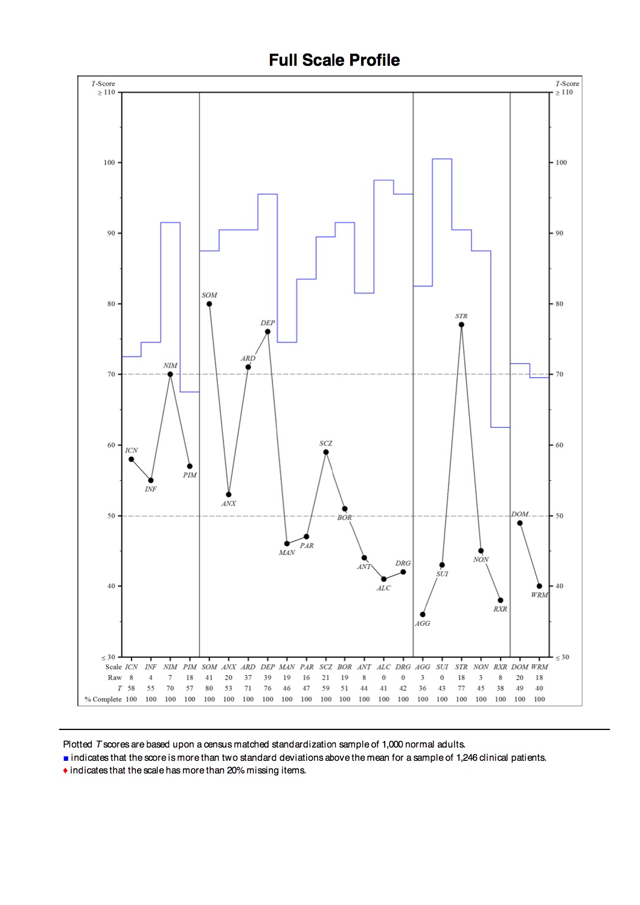# Full Scale Profile

T-Score
≥ 110
100
90
80
70
60
50
40
≤ 30

ICN INF NIM PIM SOM ANX ARD DEP MAN PAR SCZ BOR ANT ALC DRG AGG SUI STR NON RXR DOM WRM

Scale ICN INF NIM PIM SOM ANX ARD DEP MAN PAR SCZ BOR ANT ALC DRG AGG SUI STR NON RXR DOM WRM
Raw 8 4 7 18 41 20 37 39 19 16 21 19 8 0 0 3 0 18 3 8 20 18
T 58 55 70 57 80 53 71 76 46 47 59 51 44 41 42 36 43 77 45 38 49 40
% Complete 100 100 100 100 100 100 100 100 100 100 100 100 100 100 100 100 100 100 100 100 100 100

Plotted *T* scores are based upon a census matched standardization sample of 1,000 normal adults.
■ indicates that the score is more than two standard deviations above the mean for a sample of 1,246 clinical patients.
♦ indicates that the scale has more than 20% missing items.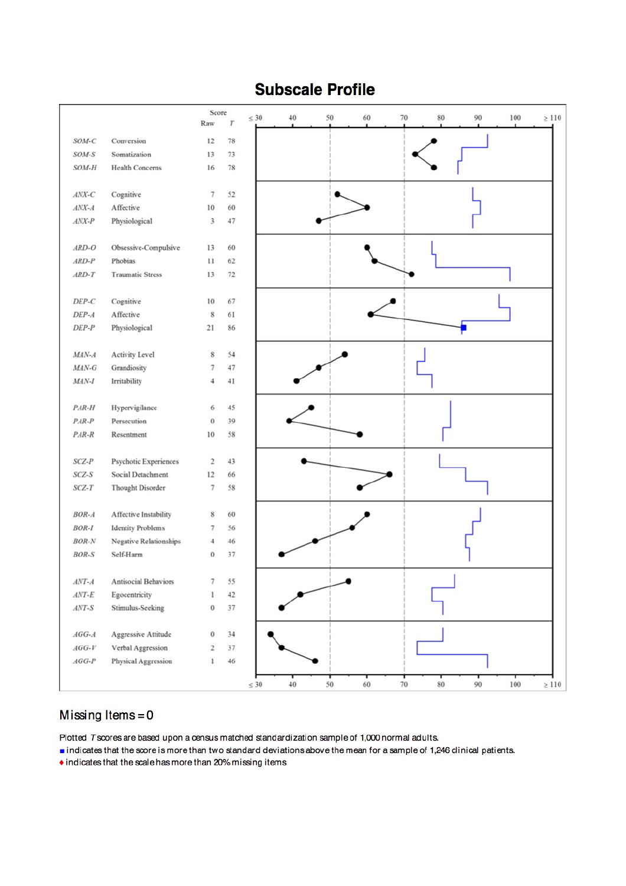# Subscale Profile

| | | Score Raw | Score T |
|---|---|---|---|
| SOM-C | Conversion | 12 | 78 |
| SOM-S | Somatization | 13 | 73 |
| SOM-H | Health Concerns | 16 | 78 |
| ANX-C | Cognitive | 7 | 52 |
| ANX-A | Affective | 10 | 60 |
| ANX-P | Physiological | 3 | 47 |
| ARD-O | Obsessive-Compulsive | 13 | 60 |
| ARD-P | Phobias | 11 | 62 |
| ARD-T | Traumatic Stress | 13 | 72 |
| DEP-C | Cognitive | 10 | 67 |
| DEP-A | Affective | 8 | 61 |
| DEP-P | Physiological | 21 | 86 |
| MAN-A | Activity Level | 8 | 54 |
| MAN-G | Grandiosity | 7 | 47 |
| MAN-I | Irritability | 4 | 41 |
| PAR-H | Hypervigilance | 6 | 45 |
| PAR-P | Persecution | 0 | 39 |
| PAR-R | Resentment | 10 | 58 |
| SCZ-P | Psychotic Experiences | 2 | 43 |
| SCZ-S | Social Detachment | 12 | 66 |
| SCZ-T | Thought Disorder | 7 | 58 |
| BOR-A | Affective Instability | 8 | 60 |
| BOR-I | Identity Problems | 7 | 56 |
| BOR-N | Negative Relationships | 4 | 46 |
| BOR-S | Self-Harm | 0 | 37 |
| ANT-A | Antisocial Behaviors | 7 | 55 |
| ANT-E | Egocentricity | 1 | 42 |
| ANT-S | Stimulus-Seeking | 0 | 37 |
| AGG-A | Aggressive Attitude | 0 | 34 |
| AGG-V | Verbal Aggression | 2 | 37 |
| AGG-P | Physical Aggression | 1 | 46 |

≤ 30 40 50 60 70 80 90 100 ≥ 110

Missing Items = 0

Plotted *T* scores are based upon a census matched standardization sample of 1,000 normal adults.

■ indicates that the score is more than two standard deviations above the mean for a sample of 1,246 clinical patients.

♦ indicates that the scale has more than 20% missing items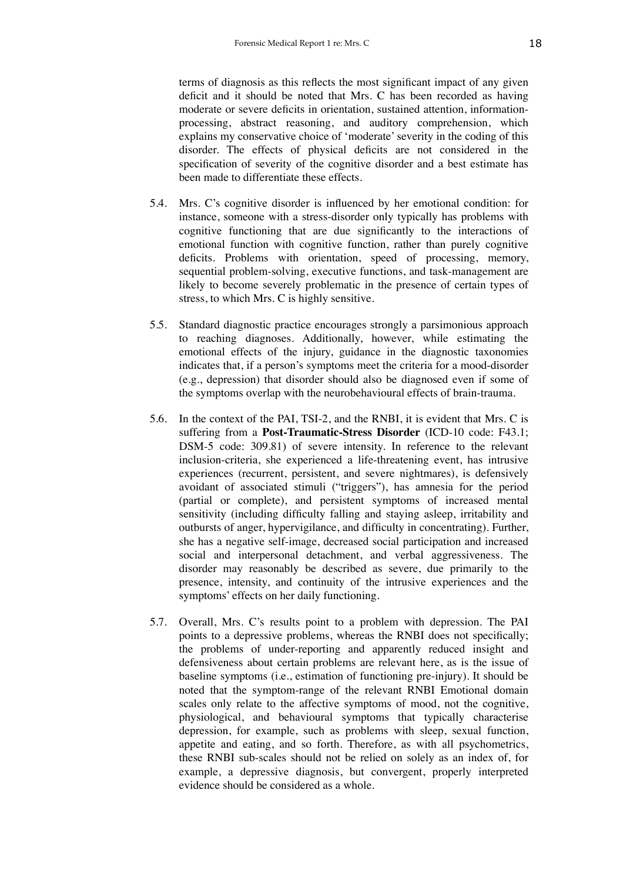terms of diagnosis as this reflects the most significant impact of any given deficit and it should be noted that Mrs. C has been recorded as having moderate or severe deficits in orientation, sustained attention, information-processing, abstract reasoning, and auditory comprehension, which explains my conservative choice of 'moderate' severity in the coding of this disorder. The effects of physical deficits are not considered in the specification of severity of the cognitive disorder and a best estimate has been made to differentiate these effects.

5.4. Mrs. C's cognitive disorder is influenced by her emotional condition: for instance, someone with a stress-disorder only typically has problems with cognitive functioning that are due significantly to the interactions of emotional function with cognitive function, rather than purely cognitive deficits. Problems with orientation, speed of processing, memory, sequential problem-solving, executive functions, and task-management are likely to become severely problematic in the presence of certain types of stress, to which Mrs. C is highly sensitive.

5.5. Standard diagnostic practice encourages strongly a parsimonious approach to reaching diagnoses. Additionally, however, while estimating the emotional effects of the injury, guidance in the diagnostic taxonomies indicates that, if a person's symptoms meet the criteria for a mood-disorder (e.g., depression) that disorder should also be diagnosed even if some of the symptoms overlap with the neurobehavioural effects of brain-trauma.

5.6. In the context of the PAI, TSI-2, and the RNBI, it is evident that Mrs. C is suffering from a **Post-Traumatic-Stress Disorder** (ICD-10 code: F43.1; DSM-5 code: 309.81) of severe intensity. In reference to the relevant inclusion-criteria, she experienced a life-threatening event, has intrusive experiences (recurrent, persistent, and severe nightmares), is defensively avoidant of associated stimuli ("triggers"), has amnesia for the period (partial or complete), and persistent symptoms of increased mental sensitivity (including difficulty falling and staying asleep, irritability and outbursts of anger, hypervigilance, and difficulty in concentrating). Further, she has a negative self-image, decreased social participation and increased social and interpersonal detachment, and verbal aggressiveness. The disorder may reasonably be described as severe, due primarily to the presence, intensity, and continuity of the intrusive experiences and the symptoms' effects on her daily functioning.

5.7. Overall, Mrs. C's results point to a problem with depression. The PAI points to a depressive problems, whereas the RNBI does not specifically; the problems of under-reporting and apparently reduced insight and defensiveness about certain problems are relevant here, as is the issue of baseline symptoms (i.e., estimation of functioning pre-injury). It should be noted that the symptom-range of the relevant RNBI Emotional domain scales only relate to the affective symptoms of mood, not the cognitive, physiological, and behavioural symptoms that typically characterise depression, for example, such as problems with sleep, sexual function, appetite and eating, and so forth. Therefore, as with all psychometrics, these RNBI sub-scales should not be relied on solely as an index of, for example, a depressive diagnosis, but convergent, properly interpreted evidence should be considered as a whole.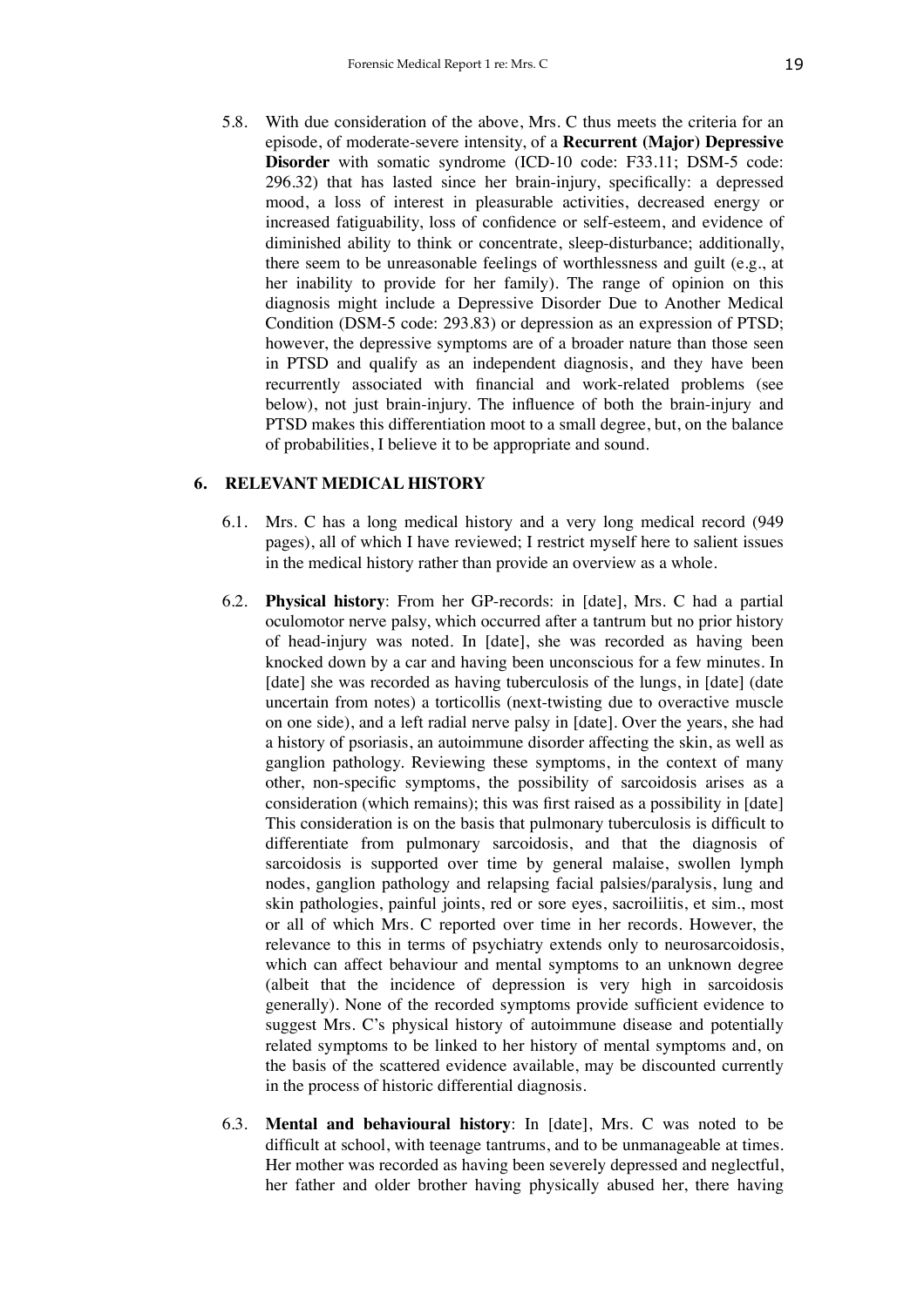5.8. With due consideration of the above, Mrs. C thus meets the criteria for an episode, of moderate-severe intensity, of a **Recurrent (Major) Depressive Disorder** with somatic syndrome (ICD-10 code: F33.11; DSM-5 code: 296.32) that has lasted since her brain-injury, specifically: a depressed mood, a loss of interest in pleasurable activities, decreased energy or increased fatiguability, loss of confidence or self-esteem, and evidence of diminished ability to think or concentrate, sleep-disturbance; additionally, there seem to be unreasonable feelings of worthlessness and guilt (e.g., at her inability to provide for her family). The range of opinion on this diagnosis might include a Depressive Disorder Due to Another Medical Condition (DSM-5 code: 293.83) or depression as an expression of PTSD; however, the depressive symptoms are of a broader nature than those seen in PTSD and qualify as an independent diagnosis, and they have been recurrently associated with financial and work-related problems (see below), not just brain-injury. The influence of both the brain-injury and PTSD makes this differentiation moot to a small degree, but, on the balance of probabilities, I believe it to be appropriate and sound.

## 6. RELEVANT MEDICAL HISTORY

6.1. Mrs. C has a long medical history and a very long medical record (949 pages), all of which I have reviewed; I restrict myself here to salient issues in the medical history rather than provide an overview as a whole.

6.2. **Physical history**: From her GP-records: in [date], Mrs. C had a partial oculomotor nerve palsy, which occurred after a tantrum but no prior history of head-injury was noted. In [date], she was recorded as having been knocked down by a car and having been unconscious for a few minutes. In [date] she was recorded as having tuberculosis of the lungs, in [date] (date uncertain from notes) a torticollis (next-twisting due to overactive muscle on one side), and a left radial nerve palsy in [date]. Over the years, she had a history of psoriasis, an autoimmune disorder affecting the skin, as well as ganglion pathology. Reviewing these symptoms, in the context of many other, non-specific symptoms, the possibility of sarcoidosis arises as a consideration (which remains); this was first raised as a possibility in [date] This consideration is on the basis that pulmonary tuberculosis is difficult to differentiate from pulmonary sarcoidosis, and that the diagnosis of sarcoidosis is supported over time by general malaise, swollen lymph nodes, ganglion pathology and relapsing facial palsies/paralysis, lung and skin pathologies, painful joints, red or sore eyes, sacroiliitis, et sim., most or all of which Mrs. C reported over time in her records. However, the relevance to this in terms of psychiatry extends only to neurosarcoidosis, which can affect behaviour and mental symptoms to an unknown degree (albeit that the incidence of depression is very high in sarcoidosis generally). None of the recorded symptoms provide sufficient evidence to suggest Mrs. C's physical history of autoimmune disease and potentially related symptoms to be linked to her history of mental symptoms and, on the basis of the scattered evidence available, may be discounted currently in the process of historic differential diagnosis.

6.3. **Mental and behavioural history**: In [date], Mrs. C was noted to be difficult at school, with teenage tantrums, and to be unmanageable at times. Her mother was recorded as having been severely depressed and neglectful, her father and older brother having physically abused her, there having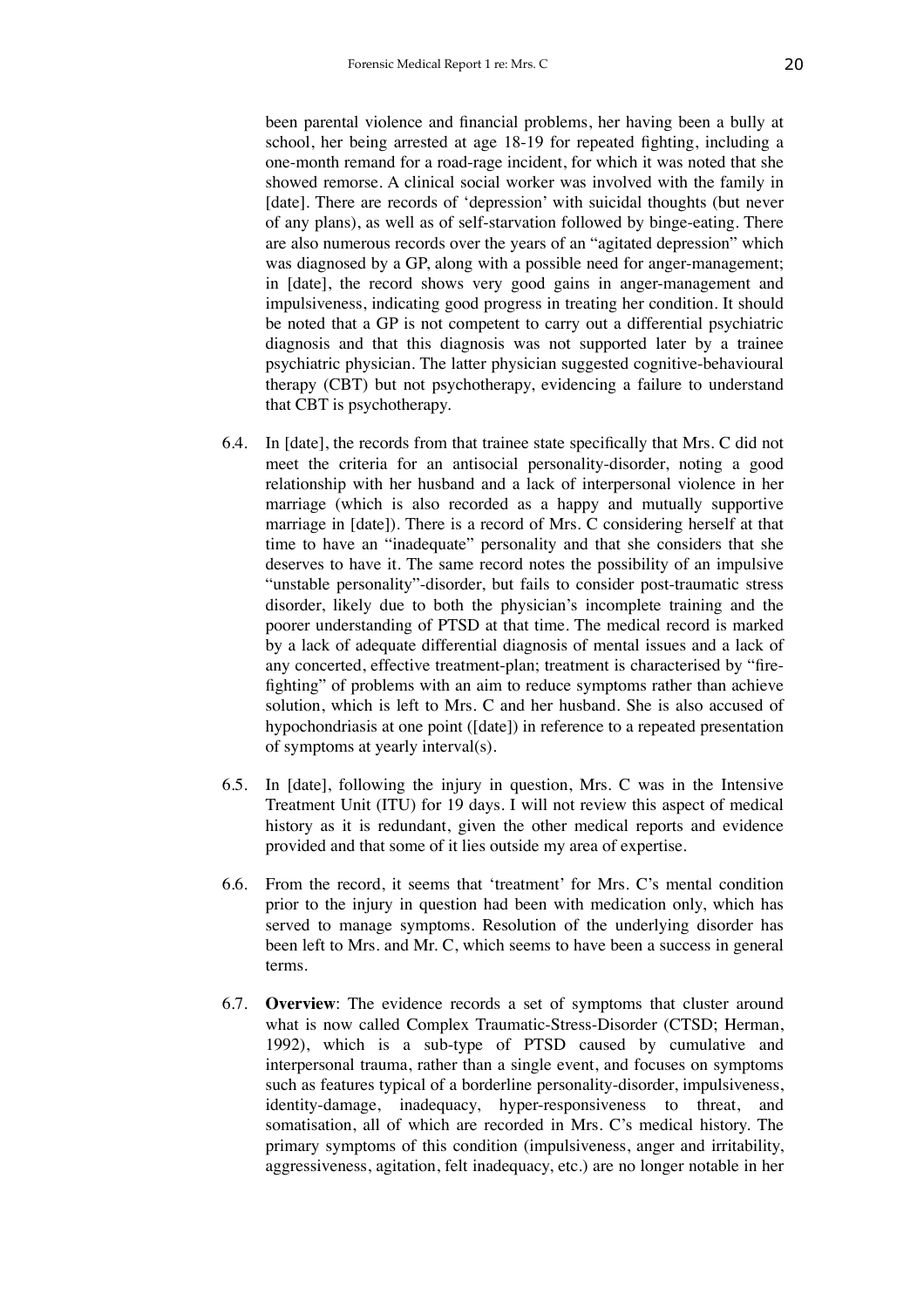been parental violence and financial problems, her having been a bully at school, her being arrested at age 18-19 for repeated fighting, including a one-month remand for a road-rage incident, for which it was noted that she showed remorse. A clinical social worker was involved with the family in [date]. There are records of 'depression' with suicidal thoughts (but never of any plans), as well as of self-starvation followed by binge-eating. There are also numerous records over the years of an "agitated depression" which was diagnosed by a GP, along with a possible need for anger-management; in [date], the record shows very good gains in anger-management and impulsiveness, indicating good progress in treating her condition. It should be noted that a GP is not competent to carry out a differential psychiatric diagnosis and that this diagnosis was not supported later by a trainee psychiatric physician. The latter physician suggested cognitive-behavioural therapy (CBT) but not psychotherapy, evidencing a failure to understand that CBT is psychotherapy.

6.4. In [date], the records from that trainee state specifically that Mrs. C did not meet the criteria for an antisocial personality-disorder, noting a good relationship with her husband and a lack of interpersonal violence in her marriage (which is also recorded as a happy and mutually supportive marriage in [date]). There is a record of Mrs. C considering herself at that time to have an "inadequate" personality and that she considers that she deserves to have it. The same record notes the possibility of an impulsive "unstable personality"-disorder, but fails to consider post-traumatic stress disorder, likely due to both the physician's incomplete training and the poorer understanding of PTSD at that time. The medical record is marked by a lack of adequate differential diagnosis of mental issues and a lack of any concerted, effective treatment-plan; treatment is characterised by "fire-fighting" of problems with an aim to reduce symptoms rather than achieve solution, which is left to Mrs. C and her husband. She is also accused of hypochondriasis at one point ([date]) in reference to a repeated presentation of symptoms at yearly interval(s).

6.5. In [date], following the injury in question, Mrs. C was in the Intensive Treatment Unit (ITU) for 19 days. I will not review this aspect of medical history as it is redundant, given the other medical reports and evidence provided and that some of it lies outside my area of expertise.

6.6. From the record, it seems that 'treatment' for Mrs. C's mental condition prior to the injury in question had been with medication only, which has served to manage symptoms. Resolution of the underlying disorder has been left to Mrs. and Mr. C, which seems to have been a success in general terms.

6.7. **Overview**: The evidence records a set of symptoms that cluster around what is now called Complex Traumatic-Stress-Disorder (CTSD; Herman, 1992), which is a sub-type of PTSD caused by cumulative and interpersonal trauma, rather than a single event, and focuses on symptoms such as features typical of a borderline personality-disorder, impulsiveness, identity-damage, inadequacy, hyper-responsiveness to threat, and somatisation, all of which are recorded in Mrs. C's medical history. The primary symptoms of this condition (impulsiveness, anger and irritability, aggressiveness, agitation, felt inadequacy, etc.) are no longer notable in her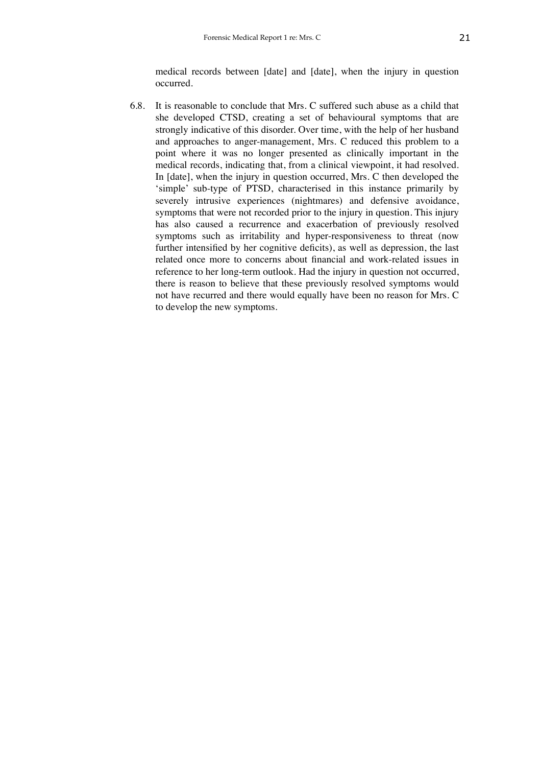medical records between [date] and [date], when the injury in question occurred.

6.8. It is reasonable to conclude that Mrs. C suffered such abuse as a child that she developed CTSD, creating a set of behavioural symptoms that are strongly indicative of this disorder. Over time, with the help of her husband and approaches to anger-management, Mrs. C reduced this problem to a point where it was no longer presented as clinically important in the medical records, indicating that, from a clinical viewpoint, it had resolved. In [date], when the injury in question occurred, Mrs. C then developed the 'simple' sub-type of PTSD, characterised in this instance primarily by severely intrusive experiences (nightmares) and defensive avoidance, symptoms that were not recorded prior to the injury in question. This injury has also caused a recurrence and exacerbation of previously resolved symptoms such as irritability and hyper-responsiveness to threat (now further intensified by her cognitive deficits), as well as depression, the last related once more to concerns about financial and work-related issues in reference to her long-term outlook. Had the injury in question not occurred, there is reason to believe that these previously resolved symptoms would not have recurred and there would equally have been no reason for Mrs. C to develop the new symptoms.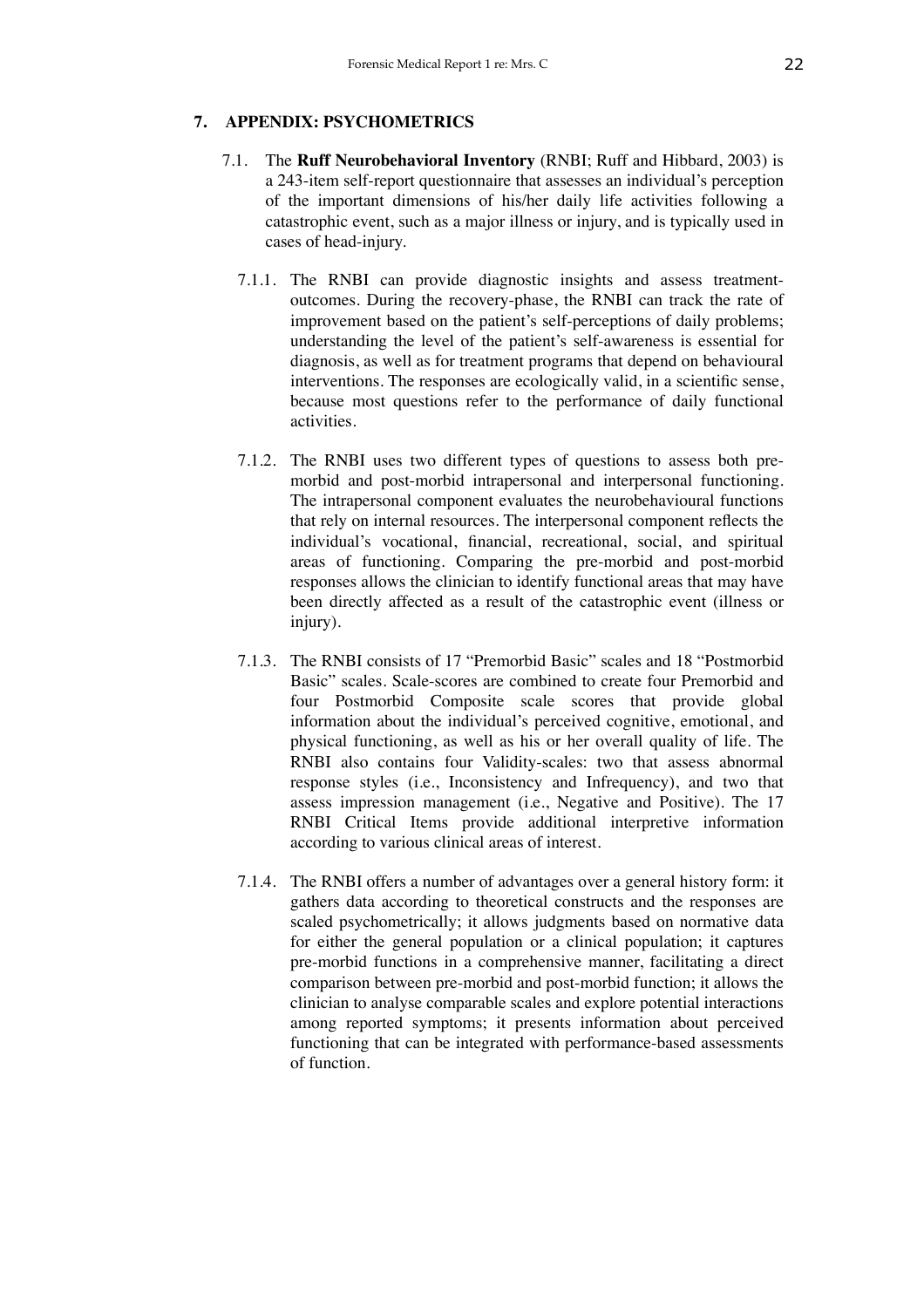## 7. APPENDIX: PSYCHOMETRICS

7.1. The **Ruff Neurobehavioral Inventory** (RNBI; Ruff and Hibbard, 2003) is a 243-item self-report questionnaire that assesses an individual's perception of the important dimensions of his/her daily life activities following a catastrophic event, such as a major illness or injury, and is typically used in cases of head-injury.

7.1.1. The RNBI can provide diagnostic insights and assess treatment-outcomes. During the recovery-phase, the RNBI can track the rate of improvement based on the patient's self-perceptions of daily problems; understanding the level of the patient's self-awareness is essential for diagnosis, as well as for treatment programs that depend on behavioural interventions. The responses are ecologically valid, in a scientific sense, because most questions refer to the performance of daily functional activities.

7.1.2. The RNBI uses two different types of questions to assess both pre-morbid and post-morbid intrapersonal and interpersonal functioning. The intrapersonal component evaluates the neurobehavioural functions that rely on internal resources. The interpersonal component reflects the individual's vocational, financial, recreational, social, and spiritual areas of functioning. Comparing the pre-morbid and post-morbid responses allows the clinician to identify functional areas that may have been directly affected as a result of the catastrophic event (illness or injury).

7.1.3. The RNBI consists of 17 "Premorbid Basic" scales and 18 "Postmorbid Basic" scales. Scale-scores are combined to create four Premorbid and four Postmorbid Composite scale scores that provide global information about the individual's perceived cognitive, emotional, and physical functioning, as well as his or her overall quality of life. The RNBI also contains four Validity-scales: two that assess abnormal response styles (i.e., Inconsistency and Infrequency), and two that assess impression management (i.e., Negative and Positive). The 17 RNBI Critical Items provide additional interpretive information according to various clinical areas of interest.

7.1.4. The RNBI offers a number of advantages over a general history form: it gathers data according to theoretical constructs and the responses are scaled psychometrically; it allows judgments based on normative data for either the general population or a clinical population; it captures pre-morbid functions in a comprehensive manner, facilitating a direct comparison between pre-morbid and post-morbid function; it allows the clinician to analyse comparable scales and explore potential interactions among reported symptoms; it presents information about perceived functioning that can be integrated with performance-based assessments of function.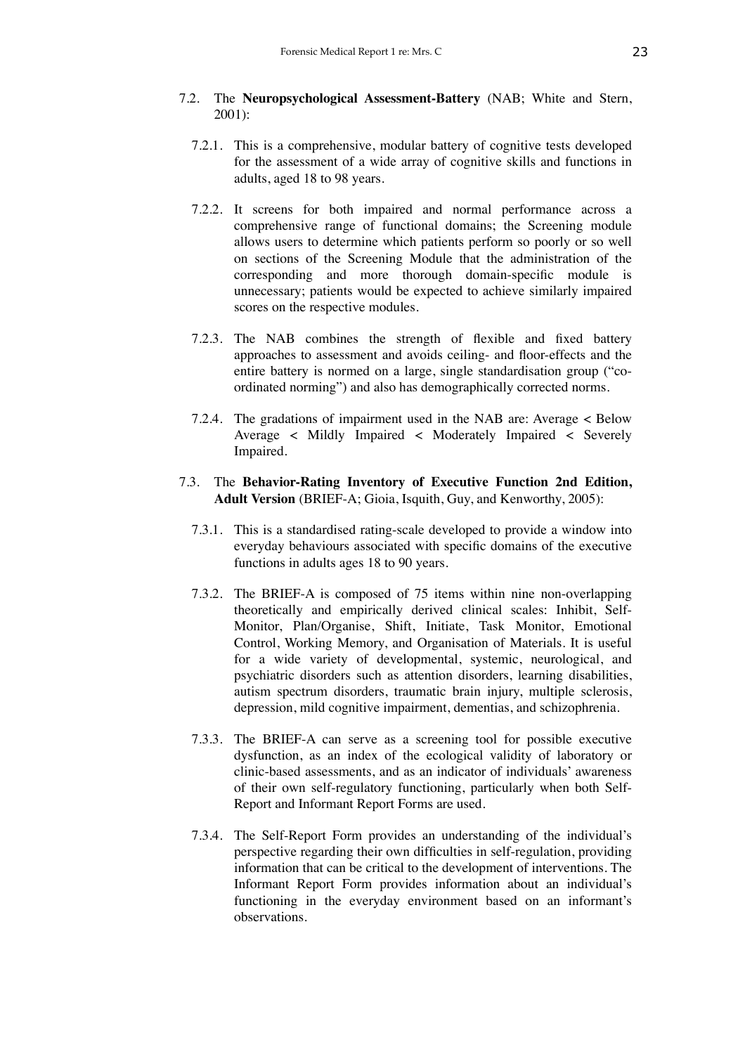7.2. The **Neuropsychological Assessment-Battery** (NAB; White and Stern, 2001):

7.2.1. This is a comprehensive, modular battery of cognitive tests developed for the assessment of a wide array of cognitive skills and functions in adults, aged 18 to 98 years.

7.2.2. It screens for both impaired and normal performance across a comprehensive range of functional domains; the Screening module allows users to determine which patients perform so poorly or so well on sections of the Screening Module that the administration of the corresponding and more thorough domain-specific module is unnecessary; patients would be expected to achieve similarly impaired scores on the respective modules.

7.2.3. The NAB combines the strength of flexible and fixed battery approaches to assessment and avoids ceiling- and floor-effects and the entire battery is normed on a large, single standardisation group ("co-ordinated norming") and also has demographically corrected norms.

7.2.4. The gradations of impairment used in the NAB are: Average < Below Average < Mildly Impaired < Moderately Impaired < Severely Impaired.

7.3. The **Behavior-Rating Inventory of Executive Function 2nd Edition, Adult Version** (BRIEF-A; Gioia, Isquith, Guy, and Kenworthy, 2005):

7.3.1. This is a standardised rating-scale developed to provide a window into everyday behaviours associated with specific domains of the executive functions in adults ages 18 to 90 years.

7.3.2. The BRIEF-A is composed of 75 items within nine non-overlapping theoretically and empirically derived clinical scales: Inhibit, Self-Monitor, Plan/Organise, Shift, Initiate, Task Monitor, Emotional Control, Working Memory, and Organisation of Materials. It is useful for a wide variety of developmental, systemic, neurological, and psychiatric disorders such as attention disorders, learning disabilities, autism spectrum disorders, traumatic brain injury, multiple sclerosis, depression, mild cognitive impairment, dementias, and schizophrenia.

7.3.3. The BRIEF-A can serve as a screening tool for possible executive dysfunction, as an index of the ecological validity of laboratory or clinic-based assessments, and as an indicator of individuals' awareness of their own self-regulatory functioning, particularly when both Self-Report and Informant Report Forms are used.

7.3.4. The Self-Report Form provides an understanding of the individual's perspective regarding their own difficulties in self-regulation, providing information that can be critical to the development of interventions. The Informant Report Form provides information about an individual's functioning in the everyday environment based on an informant's observations.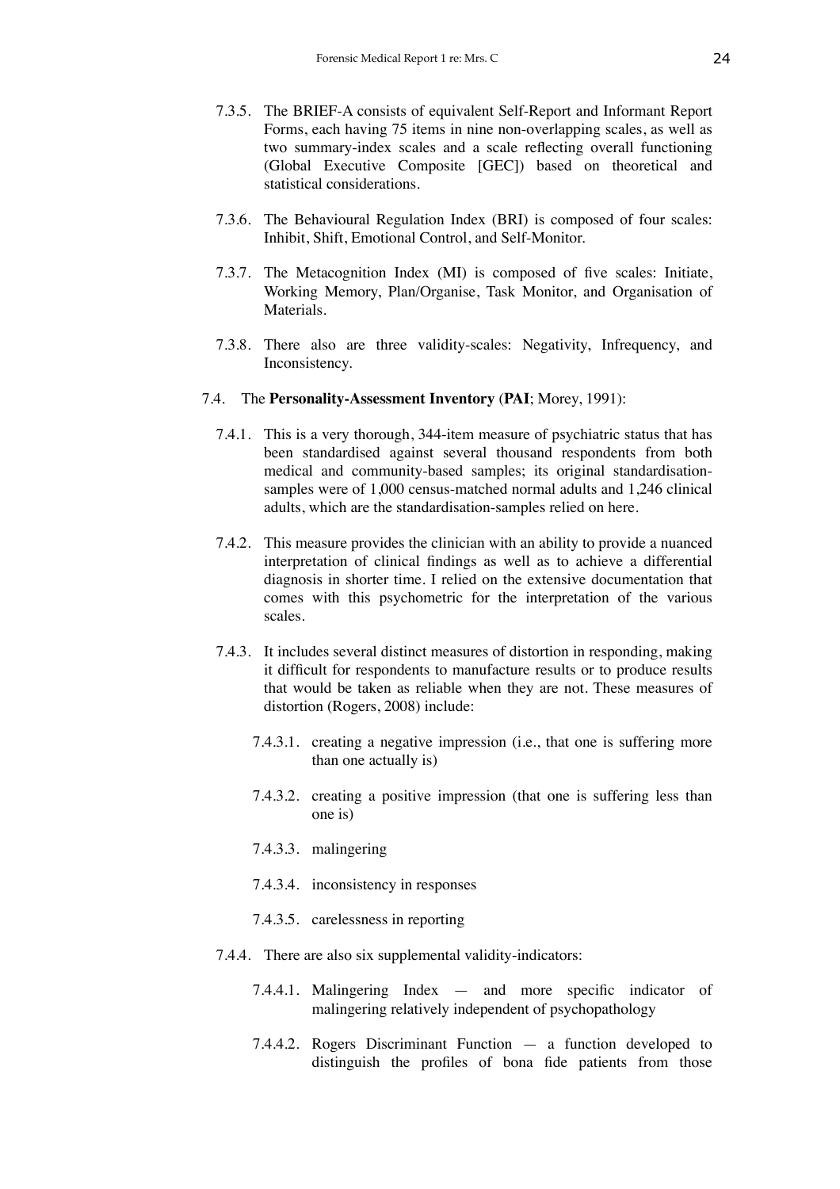7.3.5. The BRIEF-A consists of equivalent Self-Report and Informant Report Forms, each having 75 items in nine non-overlapping scales, as well as two summary-index scales and a scale reflecting overall functioning (Global Executive Composite [GEC]) based on theoretical and statistical considerations.

7.3.6. The Behavioural Regulation Index (BRI) is composed of four scales: Inhibit, Shift, Emotional Control, and Self-Monitor.

7.3.7. The Metacognition Index (MI) is composed of five scales: Initiate, Working Memory, Plan/Organise, Task Monitor, and Organisation of Materials.

7.3.8. There also are three validity-scales: Negativity, Infrequency, and Inconsistency.

7.4. The **Personality-Assessment Inventory** (**PAI**; Morey, 1991):

7.4.1. This is a very thorough, 344-item measure of psychiatric status that has been standardised against several thousand respondents from both medical and community-based samples; its original standardisation-samples were of 1,000 census-matched normal adults and 1,246 clinical adults, which are the standardisation-samples relied on here.

7.4.2. This measure provides the clinician with an ability to provide a nuanced interpretation of clinical findings as well as to achieve a differential diagnosis in shorter time. I relied on the extensive documentation that comes with this psychometric for the interpretation of the various scales.

7.4.3. It includes several distinct measures of distortion in responding, making it difficult for respondents to manufacture results or to produce results that would be taken as reliable when they are not. These measures of distortion (Rogers, 2008) include:

7.4.3.1. creating a negative impression (i.e., that one is suffering more than one actually is)

7.4.3.2. creating a positive impression (that one is suffering less than one is)

7.4.3.3. malingering

7.4.3.4. inconsistency in responses

7.4.3.5. carelessness in reporting

7.4.4. There are also six supplemental validity-indicators:

7.4.4.1. Malingering Index — and more specific indicator of malingering relatively independent of psychopathology

7.4.4.2. Rogers Discriminant Function — a function developed to distinguish the profiles of bona fide patients from those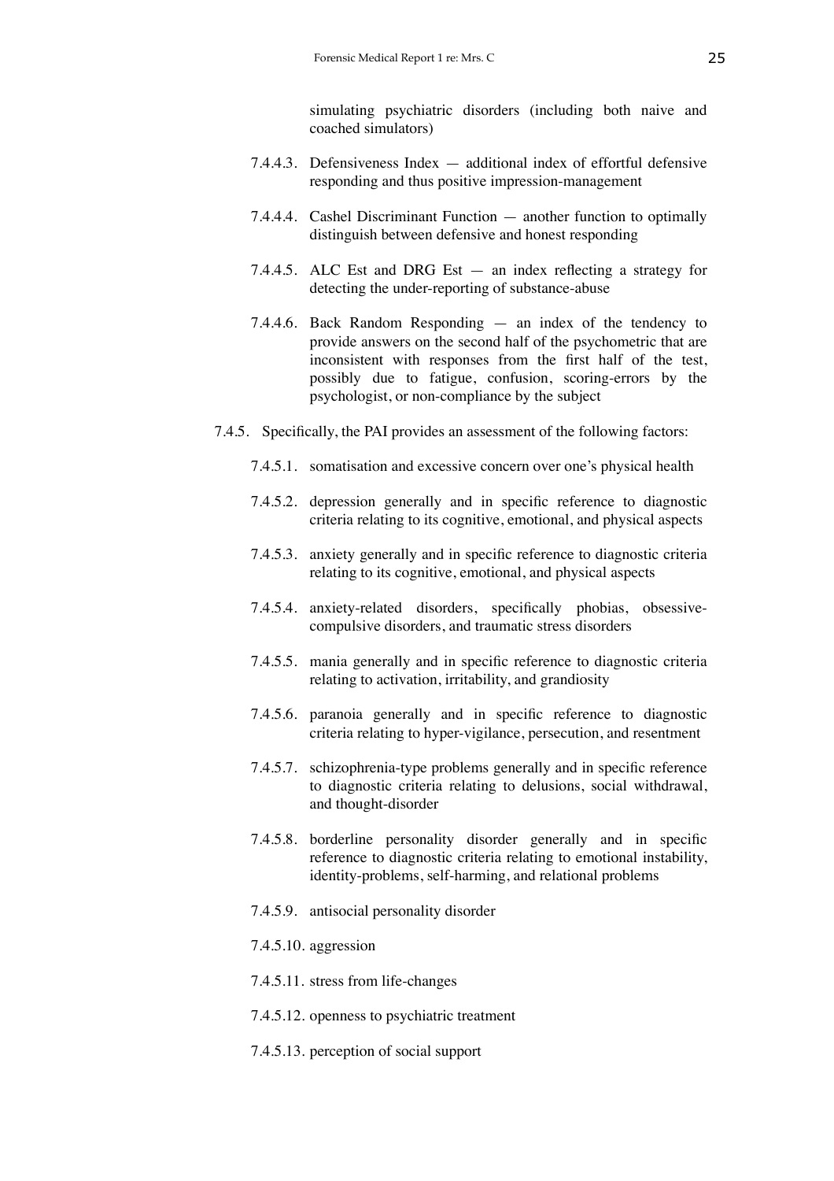simulating psychiatric disorders (including both naive and coached simulators)

7.4.4.3. Defensiveness Index — additional index of effortful defensive responding and thus positive impression-management

7.4.4.4. Cashel Discriminant Function — another function to optimally distinguish between defensive and honest responding

7.4.4.5. ALC Est and DRG Est — an index reflecting a strategy for detecting the under-reporting of substance-abuse

7.4.4.6. Back Random Responding — an index of the tendency to provide answers on the second half of the psychometric that are inconsistent with responses from the first half of the test, possibly due to fatigue, confusion, scoring-errors by the psychologist, or non-compliance by the subject

7.4.5. Specifically, the PAI provides an assessment of the following factors:

7.4.5.1. somatisation and excessive concern over one's physical health

7.4.5.2. depression generally and in specific reference to diagnostic criteria relating to its cognitive, emotional, and physical aspects

7.4.5.3. anxiety generally and in specific reference to diagnostic criteria relating to its cognitive, emotional, and physical aspects

7.4.5.4. anxiety-related disorders, specifically phobias, obsessive-compulsive disorders, and traumatic stress disorders

7.4.5.5. mania generally and in specific reference to diagnostic criteria relating to activation, irritability, and grandiosity

7.4.5.6. paranoia generally and in specific reference to diagnostic criteria relating to hyper-vigilance, persecution, and resentment

7.4.5.7. schizophrenia-type problems generally and in specific reference to diagnostic criteria relating to delusions, social withdrawal, and thought-disorder

7.4.5.8. borderline personality disorder generally and in specific reference to diagnostic criteria relating to emotional instability, identity-problems, self-harming, and relational problems

7.4.5.9. antisocial personality disorder

7.4.5.10. aggression

7.4.5.11. stress from life-changes

7.4.5.12. openness to psychiatric treatment

7.4.5.13. perception of social support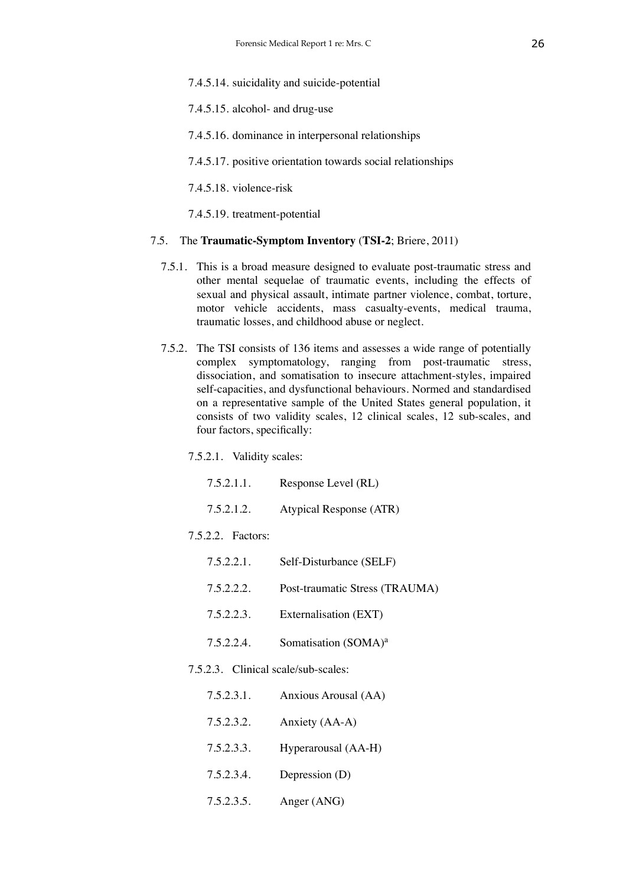7.4.5.14. suicidality and suicide-potential

7.4.5.15. alcohol- and drug-use

7.4.5.16. dominance in interpersonal relationships

7.4.5.17. positive orientation towards social relationships

7.4.5.18. violence-risk

7.4.5.19. treatment-potential

7.5. The **Traumatic-Symptom Inventory** (**TSI-2**; Briere, 2011)

7.5.1. This is a broad measure designed to evaluate post-traumatic stress and other mental sequelae of traumatic events, including the effects of sexual and physical assault, intimate partner violence, combat, torture, motor vehicle accidents, mass casualty-events, medical trauma, traumatic losses, and childhood abuse or neglect.

7.5.2. The TSI consists of 136 items and assesses a wide range of potentially complex symptomatology, ranging from post-traumatic stress, dissociation, and somatisation to insecure attachment-styles, impaired self-capacities, and dysfunctional behaviours. Normed and standardised on a representative sample of the United States general population, it consists of two validity scales, 12 clinical scales, 12 sub-scales, and four factors, specifically:

7.5.2.1. Validity scales:

7.5.2.1.1. Response Level (RL)

7.5.2.1.2. Atypical Response (ATR)

7.5.2.2. Factors:

7.5.2.2.1. Self-Disturbance (SELF)

7.5.2.2.2. Post-traumatic Stress (TRAUMA)

7.5.2.2.3. Externalisation (EXT)

7.5.2.2.4. Somatisation (SOMA)[a]

7.5.2.3. Clinical scale/sub-scales:

7.5.2.3.1. Anxious Arousal (AA)

7.5.2.3.2. Anxiety (AA-A)

7.5.2.3.3. Hyperarousal (AA-H)

7.5.2.3.4. Depression (D)

7.5.2.3.5. Anger (ANG)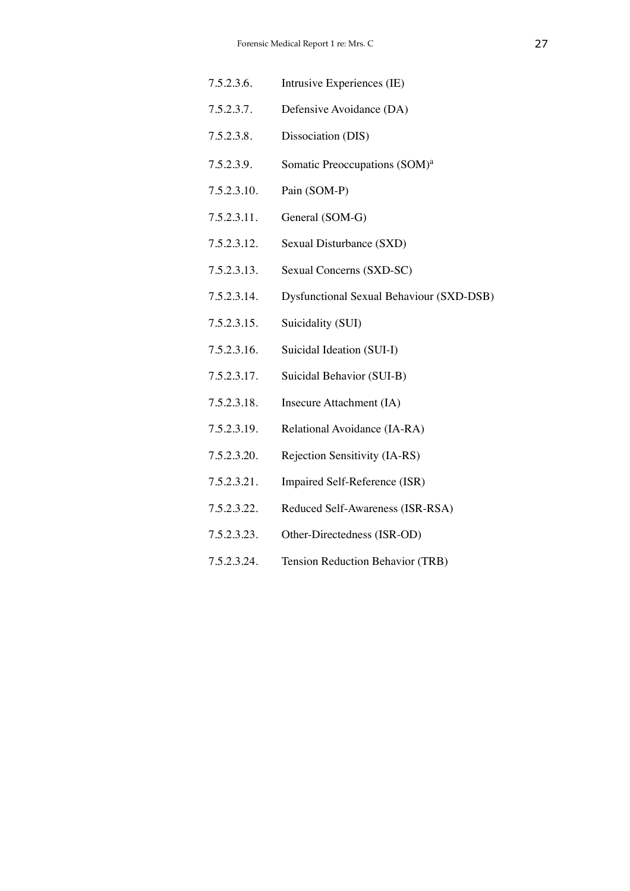7.5.2.3.6. Intrusive Experiences (IE)

7.5.2.3.7. Defensive Avoidance (DA)

7.5.2.3.8. Dissociation (DIS)

7.5.2.3.9. Somatic Preoccupations (SOM)[a]

7.5.2.3.10. Pain (SOM-P)

7.5.2.3.11. General (SOM-G)

7.5.2.3.12. Sexual Disturbance (SXD)

7.5.2.3.13. Sexual Concerns (SXD-SC)

7.5.2.3.14. Dysfunctional Sexual Behaviour (SXD-DSB)

7.5.2.3.15. Suicidality (SUI)

7.5.2.3.16. Suicidal Ideation (SUI-I)

7.5.2.3.17. Suicidal Behavior (SUI-B)

7.5.2.3.18. Insecure Attachment (IA)

7.5.2.3.19. Relational Avoidance (IA-RA)

7.5.2.3.20. Rejection Sensitivity (IA-RS)

7.5.2.3.21. Impaired Self-Reference (ISR)

7.5.2.3.22. Reduced Self-Awareness (ISR-RSA)

7.5.2.3.23. Other-Directedness (ISR-OD)

7.5.2.3.24. Tension Reduction Behavior (TRB)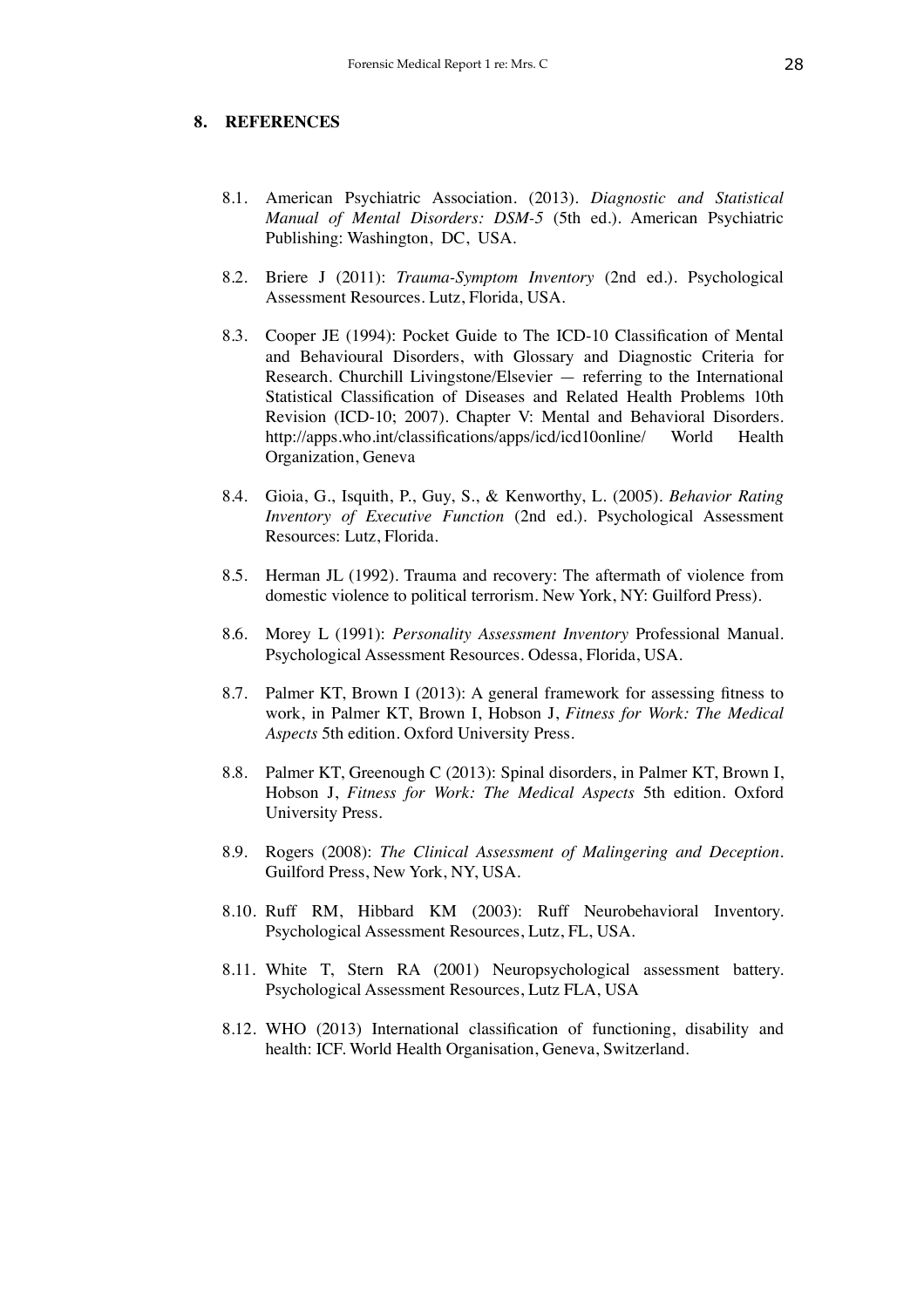## 8. REFERENCES

8.1. American Psychiatric Association. (2013). *Diagnostic and Statistical Manual of Mental Disorders: DSM-5* (5th ed.). American Psychiatric Publishing: Washington, DC, USA.

8.2. Briere J (2011): *Trauma-Symptom Inventory* (2nd ed.). Psychological Assessment Resources. Lutz, Florida, USA.

8.3. Cooper JE (1994): Pocket Guide to The ICD-10 Classification of Mental and Behavioural Disorders, with Glossary and Diagnostic Criteria for Research. Churchill Livingstone/Elsevier — referring to the International Statistical Classification of Diseases and Related Health Problems 10th Revision (ICD-10; 2007). Chapter V: Mental and Behavioral Disorders. http://apps.who.int/classifications/apps/icd/icd10online/ World Health Organization, Geneva

8.4. Gioia, G., Isquith, P., Guy, S., & Kenworthy, L. (2005). *Behavior Rating Inventory of Executive Function* (2nd ed.). Psychological Assessment Resources: Lutz, Florida.

8.5. Herman JL (1992). Trauma and recovery: The aftermath of violence from domestic violence to political terrorism. New York, NY: Guilford Press).

8.6. Morey L (1991): *Personality Assessment Inventory* Professional Manual. Psychological Assessment Resources. Odessa, Florida, USA.

8.7. Palmer KT, Brown I (2013): A general framework for assessing fitness to work, in Palmer KT, Brown I, Hobson J, *Fitness for Work: The Medical Aspects* 5th edition. Oxford University Press.

8.8. Palmer KT, Greenough C (2013): Spinal disorders, in Palmer KT, Brown I, Hobson J, *Fitness for Work: The Medical Aspects* 5th edition. Oxford University Press.

8.9. Rogers (2008): *The Clinical Assessment of Malingering and Deception*. Guilford Press, New York, NY, USA.

8.10. Ruff RM, Hibbard KM (2003): Ruff Neurobehavioral Inventory. Psychological Assessment Resources, Lutz, FL, USA.

8.11. White T, Stern RA (2001) Neuropsychological assessment battery. Psychological Assessment Resources, Lutz FLA, USA

8.12. WHO (2013) International classification of functioning, disability and health: ICF. World Health Organisation, Geneva, Switzerland.